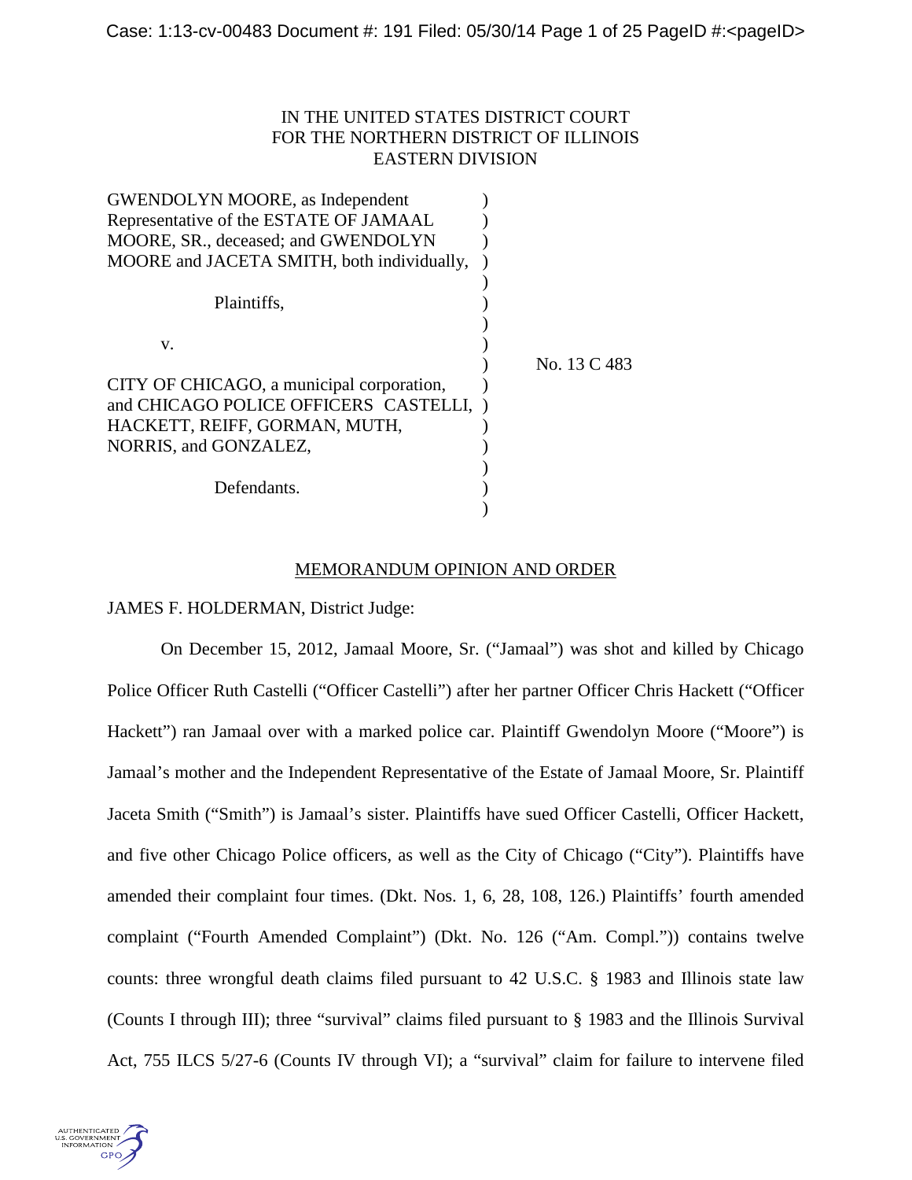IN THE UNITED STATES DISTRICT COURT
FOR THE NORTHERN DISTRICT OF ILLINOIS
EASTERN DIVISION

GWENDOLYN MOORE, as Independent Representative of the ESTATE OF JAMAAL MOORE, SR., deceased; and GWENDOLYN MOORE and JACETA SMITH, both individually,

Plaintiffs,

v.

CITY OF CHICAGO, a municipal corporation, and CHICAGO POLICE OFFICERS CASTELLI, HACKETT, REIFF, GORMAN, MUTH, NORRIS, and GONZALEZ,

Defendants.

No. 13 C 483

MEMORANDUM OPINION AND ORDER

JAMES F. HOLDERMAN, District Judge:

On December 15, 2012, Jamaal Moore, Sr. ("Jamaal") was shot and killed by Chicago Police Officer Ruth Castelli ("Officer Castelli") after her partner Officer Chris Hackett ("Officer Hackett") ran Jamaal over with a marked police car. Plaintiff Gwendolyn Moore ("Moore") is Jamaal's mother and the Independent Representative of the Estate of Jamaal Moore, Sr. Plaintiff Jaceta Smith ("Smith") is Jamaal's sister. Plaintiffs have sued Officer Castelli, Officer Hackett, and five other Chicago Police officers, as well as the City of Chicago ("City"). Plaintiffs have amended their complaint four times. (Dkt. Nos. 1, 6, 28, 108, 126.) Plaintiffs' fourth amended complaint ("Fourth Amended Complaint") (Dkt. No. 126 ("Am. Compl.")) contains twelve counts: three wrongful death claims filed pursuant to 42 U.S.C. § 1983 and Illinois state law (Counts I through III); three "survival" claims filed pursuant to § 1983 and the Illinois Survival Act, 755 ILCS 5/27-6 (Counts IV through VI); a "survival" claim for failure to intervene filed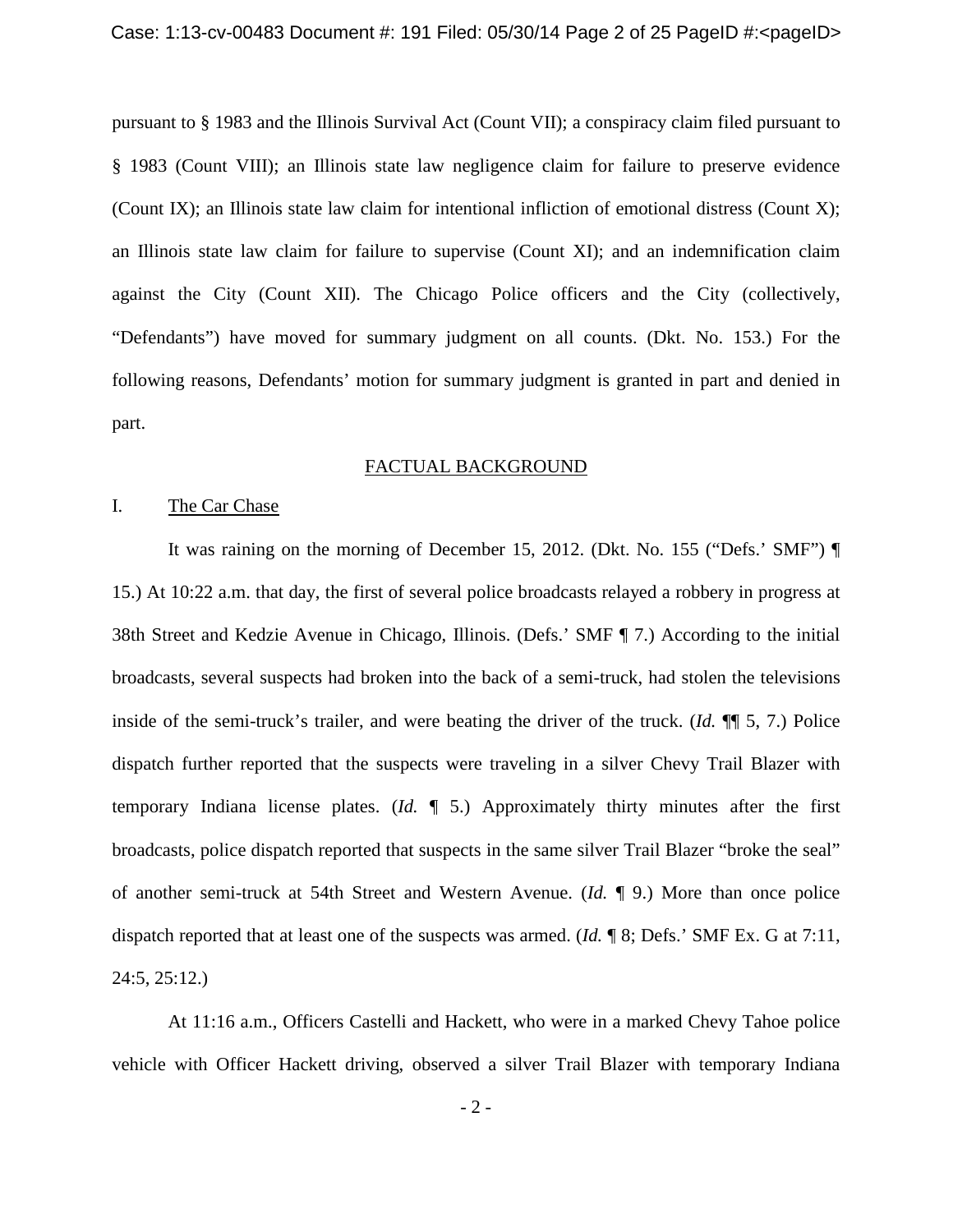pursuant to § 1983 and the Illinois Survival Act (Count VII); a conspiracy claim filed pursuant to § 1983 (Count VIII); an Illinois state law negligence claim for failure to preserve evidence (Count IX); an Illinois state law claim for intentional infliction of emotional distress (Count X); an Illinois state law claim for failure to supervise (Count XI); and an indemnification claim against the City (Count XII). The Chicago Police officers and the City (collectively, "Defendants") have moved for summary judgment on all counts. (Dkt. No. 153.) For the following reasons, Defendants' motion for summary judgment is granted in part and denied in part.

## FACTUAL BACKGROUND

### I. The Car Chase

It was raining on the morning of December 15, 2012. (Dkt. No. 155 ("Defs.' SMF") ¶ 15.) At 10:22 a.m. that day, the first of several police broadcasts relayed a robbery in progress at 38th Street and Kedzie Avenue in Chicago, Illinois. (Defs.' SMF ¶ 7.) According to the initial broadcasts, several suspects had broken into the back of a semi-truck, had stolen the televisions inside of the semi-truck's trailer, and were beating the driver of the truck. (*Id.* ¶¶ 5, 7.) Police dispatch further reported that the suspects were traveling in a silver Chevy Trail Blazer with temporary Indiana license plates. (*Id.* ¶ 5.) Approximately thirty minutes after the first broadcasts, police dispatch reported that suspects in the same silver Trail Blazer "broke the seal" of another semi-truck at 54th Street and Western Avenue. (*Id.* ¶ 9.) More than once police dispatch reported that at least one of the suspects was armed. (*Id.* ¶ 8; Defs.' SMF Ex. G at 7:11, 24:5, 25:12.)

At 11:16 a.m., Officers Castelli and Hackett, who were in a marked Chevy Tahoe police vehicle with Officer Hackett driving, observed a silver Trail Blazer with temporary Indiana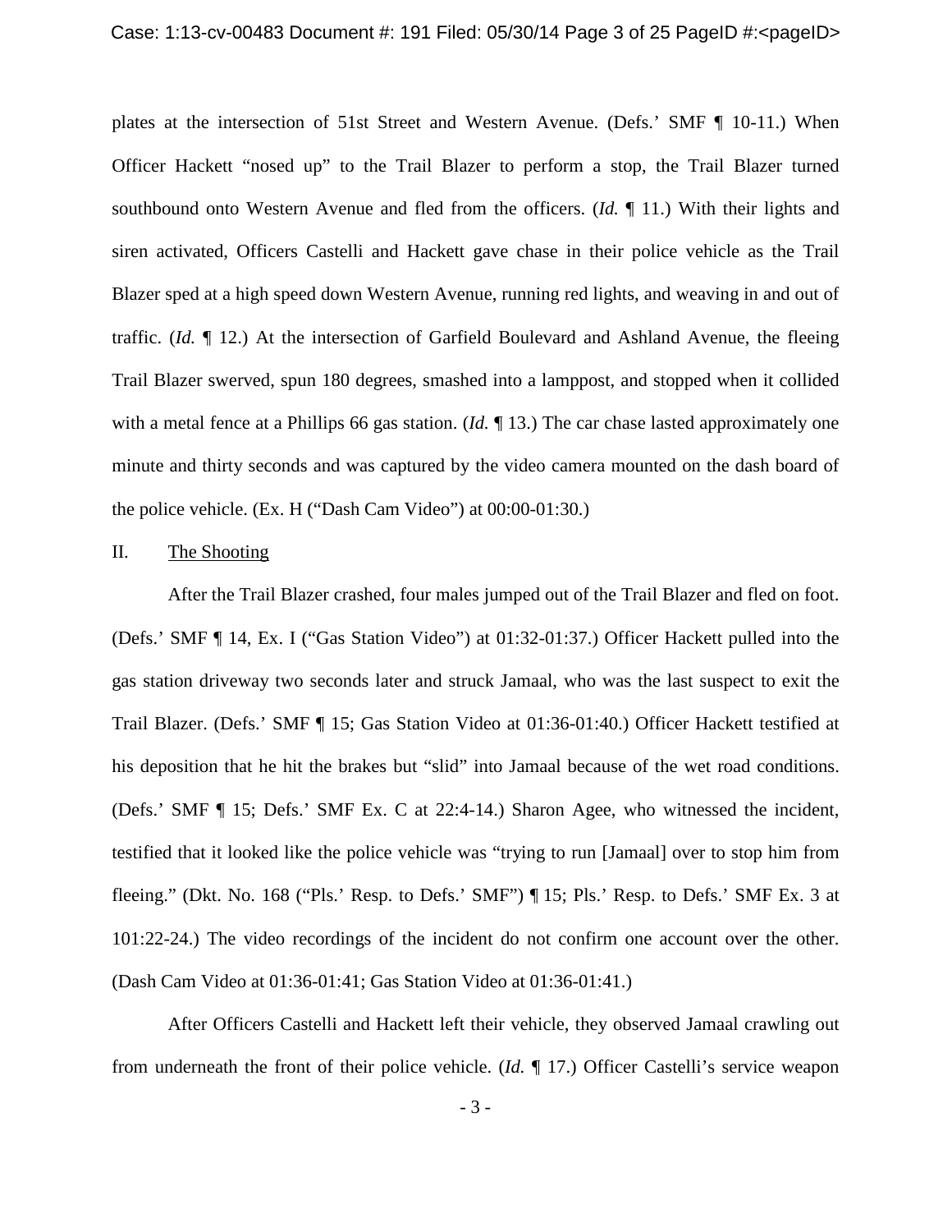plates at the intersection of 51st Street and Western Avenue. (Defs.' SMF ¶ 10-11.) When Officer Hackett "nosed up" to the Trail Blazer to perform a stop, the Trail Blazer turned southbound onto Western Avenue and fled from the officers. (*Id.* ¶ 11.) With their lights and siren activated, Officers Castelli and Hackett gave chase in their police vehicle as the Trail Blazer sped at a high speed down Western Avenue, running red lights, and weaving in and out of traffic. (*Id.* ¶ 12.) At the intersection of Garfield Boulevard and Ashland Avenue, the fleeing Trail Blazer swerved, spun 180 degrees, smashed into a lamppost, and stopped when it collided with a metal fence at a Phillips 66 gas station. (*Id.* ¶ 13.) The car chase lasted approximately one minute and thirty seconds and was captured by the video camera mounted on the dash board of the police vehicle. (Ex. H ("Dash Cam Video") at 00:00-01:30.)

II. <u>The Shooting</u>

After the Trail Blazer crashed, four males jumped out of the Trail Blazer and fled on foot. (Defs.' SMF ¶ 14, Ex. I ("Gas Station Video") at 01:32-01:37.) Officer Hackett pulled into the gas station driveway two seconds later and struck Jamaal, who was the last suspect to exit the Trail Blazer. (Defs.' SMF ¶ 15; Gas Station Video at 01:36-01:40.) Officer Hackett testified at his deposition that he hit the brakes but "slid" into Jamaal because of the wet road conditions. (Defs.' SMF ¶ 15; Defs.' SMF Ex. C at 22:4-14.) Sharon Agee, who witnessed the incident, testified that it looked like the police vehicle was "trying to run [Jamaal] over to stop him from fleeing." (Dkt. No. 168 ("Pls.' Resp. to Defs.' SMF") ¶ 15; Pls.' Resp. to Defs.' SMF Ex. 3 at 101:22-24.) The video recordings of the incident do not confirm one account over the other. (Dash Cam Video at 01:36-01:41; Gas Station Video at 01:36-01:41.)

After Officers Castelli and Hackett left their vehicle, they observed Jamaal crawling out from underneath the front of their police vehicle. (*Id.* ¶ 17.) Officer Castelli's service weapon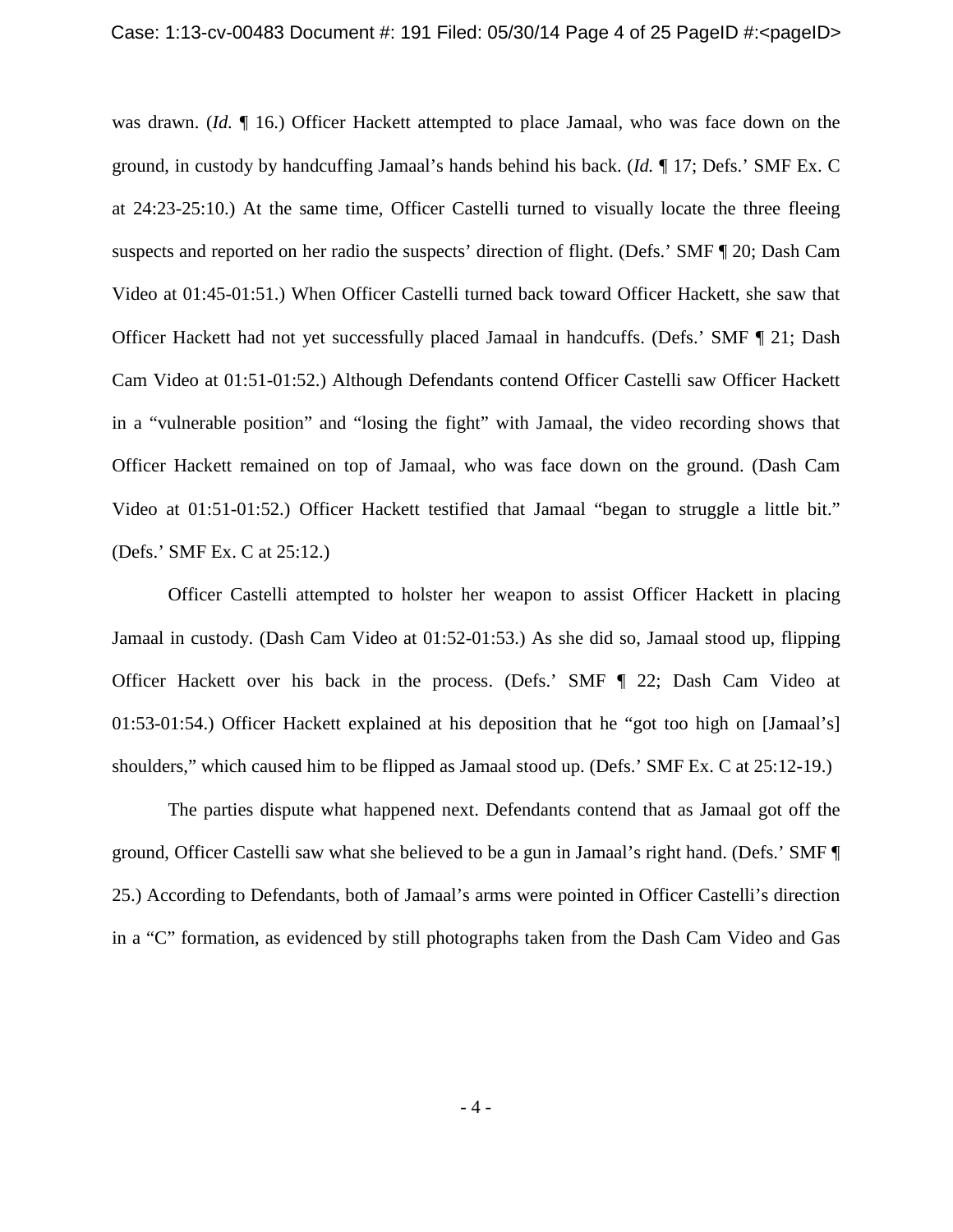was drawn. (*Id.* ¶ 16.) Officer Hackett attempted to place Jamaal, who was face down on the ground, in custody by handcuffing Jamaal's hands behind his back. (*Id.* ¶ 17; Defs.' SMF Ex. C at 24:23-25:10.) At the same time, Officer Castelli turned to visually locate the three fleeing suspects and reported on her radio the suspects' direction of flight. (Defs.' SMF ¶ 20; Dash Cam Video at 01:45-01:51.) When Officer Castelli turned back toward Officer Hackett, she saw that Officer Hackett had not yet successfully placed Jamaal in handcuffs. (Defs.' SMF ¶ 21; Dash Cam Video at 01:51-01:52.) Although Defendants contend Officer Castelli saw Officer Hackett in a "vulnerable position" and "losing the fight" with Jamaal, the video recording shows that Officer Hackett remained on top of Jamaal, who was face down on the ground. (Dash Cam Video at 01:51-01:52.) Officer Hackett testified that Jamaal "began to struggle a little bit." (Defs.' SMF Ex. C at 25:12.)

Officer Castelli attempted to holster her weapon to assist Officer Hackett in placing Jamaal in custody. (Dash Cam Video at 01:52-01:53.) As she did so, Jamaal stood up, flipping Officer Hackett over his back in the process. (Defs.' SMF ¶ 22; Dash Cam Video at 01:53-01:54.) Officer Hackett explained at his deposition that he "got too high on [Jamaal's] shoulders," which caused him to be flipped as Jamaal stood up. (Defs.' SMF Ex. C at 25:12-19.)

The parties dispute what happened next. Defendants contend that as Jamaal got off the ground, Officer Castelli saw what she believed to be a gun in Jamaal's right hand. (Defs.' SMF ¶ 25.) According to Defendants, both of Jamaal's arms were pointed in Officer Castelli's direction in a "C" formation, as evidenced by still photographs taken from the Dash Cam Video and Gas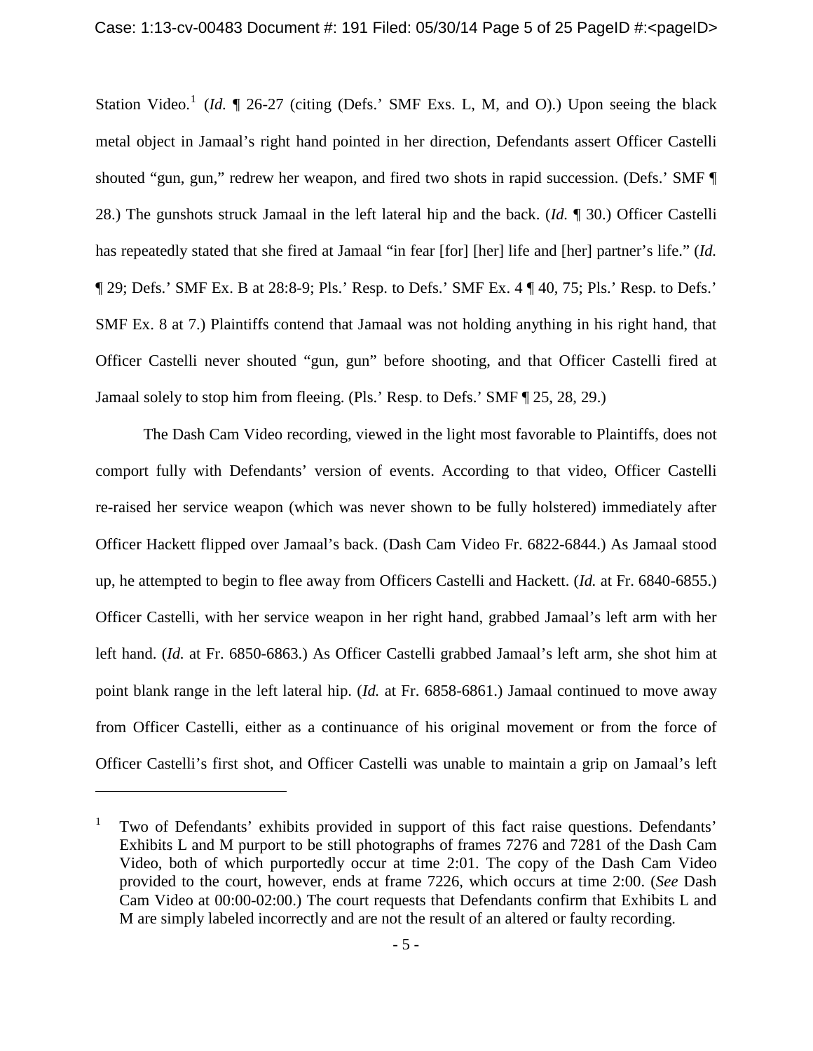Station Video.[1] (*Id.* ¶ 26-27 (citing (Defs.' SMF Exs. L, M, and O).) Upon seeing the black metal object in Jamaal's right hand pointed in her direction, Defendants assert Officer Castelli shouted "gun, gun," redrew her weapon, and fired two shots in rapid succession. (Defs.' SMF ¶ 28.) The gunshots struck Jamaal in the left lateral hip and the back. (*Id.* ¶ 30.) Officer Castelli has repeatedly stated that she fired at Jamaal "in fear [for] [her] life and [her] partner's life." (*Id.* ¶ 29; Defs.' SMF Ex. B at 28:8-9; Pls.' Resp. to Defs.' SMF Ex. 4 ¶ 40, 75; Pls.' Resp. to Defs.' SMF Ex. 8 at 7.) Plaintiffs contend that Jamaal was not holding anything in his right hand, that Officer Castelli never shouted "gun, gun" before shooting, and that Officer Castelli fired at Jamaal solely to stop him from fleeing. (Pls.' Resp. to Defs.' SMF ¶ 25, 28, 29.)

The Dash Cam Video recording, viewed in the light most favorable to Plaintiffs, does not comport fully with Defendants' version of events. According to that video, Officer Castelli re-raised her service weapon (which was never shown to be fully holstered) immediately after Officer Hackett flipped over Jamaal's back. (Dash Cam Video Fr. 6822-6844.) As Jamaal stood up, he attempted to begin to flee away from Officers Castelli and Hackett. (*Id.* at Fr. 6840-6855.) Officer Castelli, with her service weapon in her right hand, grabbed Jamaal's left arm with her left hand. (*Id.* at Fr. 6850-6863.) As Officer Castelli grabbed Jamaal's left arm, she shot him at point blank range in the left lateral hip. (*Id.* at Fr. 6858-6861.) Jamaal continued to move away from Officer Castelli, either as a continuance of his original movement or from the force of Officer Castelli's first shot, and Officer Castelli was unable to maintain a grip on Jamaal's left

---

[1] Two of Defendants' exhibits provided in support of this fact raise questions. Defendants' Exhibits L and M purport to be still photographs of frames 7276 and 7281 of the Dash Cam Video, both of which purportedly occur at time 2:01. The copy of the Dash Cam Video provided to the court, however, ends at frame 7226, which occurs at time 2:00. (*See* Dash Cam Video at 00:00-02:00.) The court requests that Defendants confirm that Exhibits L and M are simply labeled incorrectly and are not the result of an altered or faulty recording.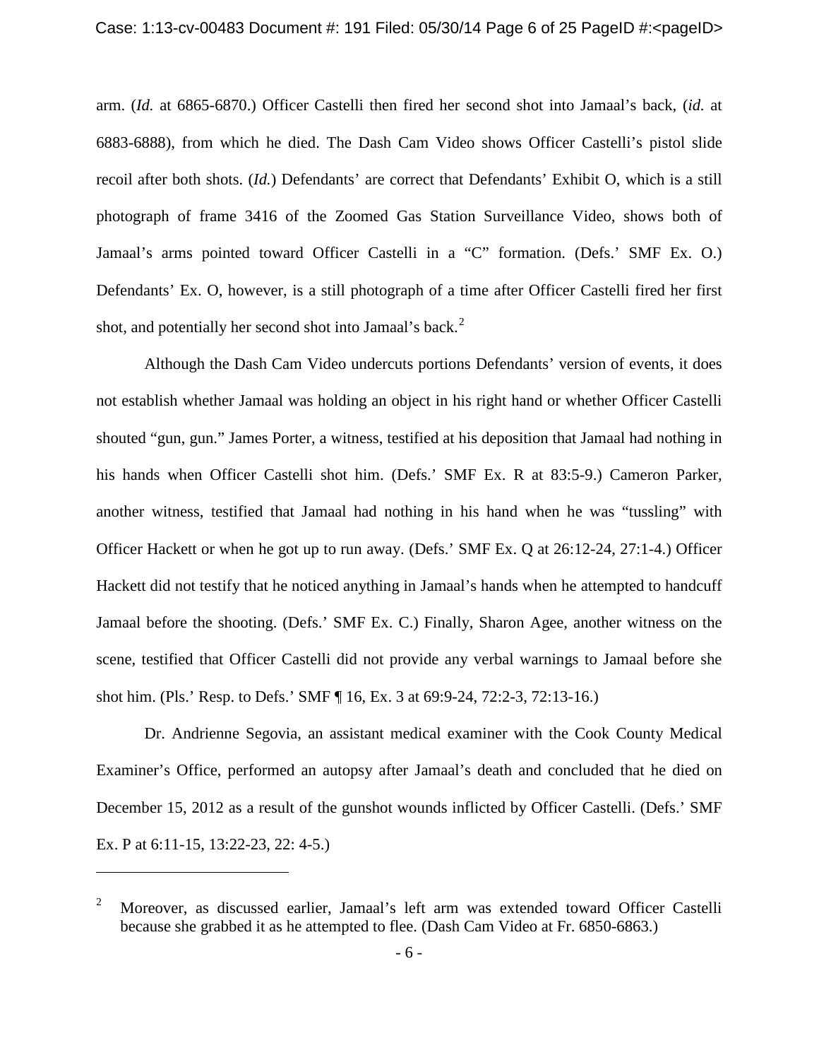arm. (*Id.* at 6865-6870.) Officer Castelli then fired her second shot into Jamaal's back, (*id.* at 6883-6888), from which he died. The Dash Cam Video shows Officer Castelli's pistol slide recoil after both shots. (*Id.*) Defendants' are correct that Defendants' Exhibit O, which is a still photograph of frame 3416 of the Zoomed Gas Station Surveillance Video, shows both of Jamaal's arms pointed toward Officer Castelli in a "C" formation. (Defs.' SMF Ex. O.) Defendants' Ex. O, however, is a still photograph of a time after Officer Castelli fired her first shot, and potentially her second shot into Jamaal's back.[2]

Although the Dash Cam Video undercuts portions Defendants' version of events, it does not establish whether Jamaal was holding an object in his right hand or whether Officer Castelli shouted "gun, gun." James Porter, a witness, testified at his deposition that Jamaal had nothing in his hands when Officer Castelli shot him. (Defs.' SMF Ex. R at 83:5-9.) Cameron Parker, another witness, testified that Jamaal had nothing in his hand when he was "tussling" with Officer Hackett or when he got up to run away. (Defs.' SMF Ex. Q at 26:12-24, 27:1-4.) Officer Hackett did not testify that he noticed anything in Jamaal's hands when he attempted to handcuff Jamaal before the shooting. (Defs.' SMF Ex. C.) Finally, Sharon Agee, another witness on the scene, testified that Officer Castelli did not provide any verbal warnings to Jamaal before she shot him. (Pls.' Resp. to Defs.' SMF ¶ 16, Ex. 3 at 69:9-24, 72:2-3, 72:13-16.)

Dr. Andrienne Segovia, an assistant medical examiner with the Cook County Medical Examiner's Office, performed an autopsy after Jamaal's death and concluded that he died on December 15, 2012 as a result of the gunshot wounds inflicted by Officer Castelli. (Defs.' SMF Ex. P at 6:11-15, 13:22-23, 22: 4-5.)

---

[2] Moreover, as discussed earlier, Jamaal's left arm was extended toward Officer Castelli because she grabbed it as he attempted to flee. (Dash Cam Video at Fr. 6850-6863.)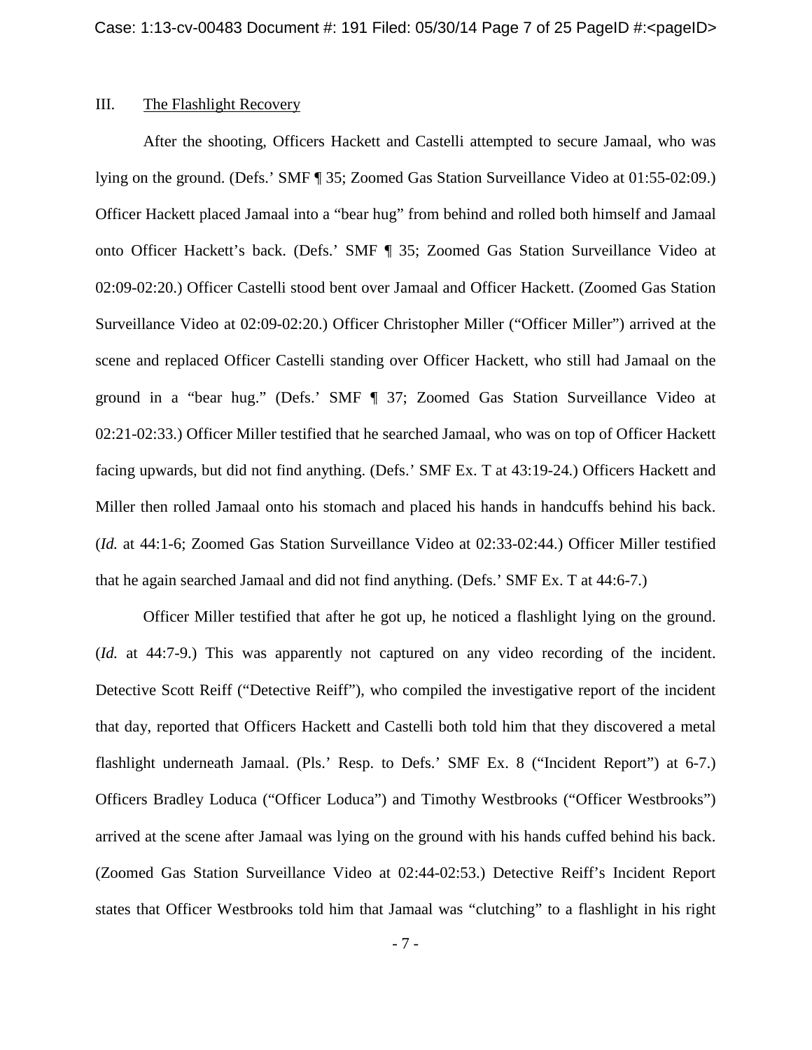### III. The Flashlight Recovery

After the shooting, Officers Hackett and Castelli attempted to secure Jamaal, who was lying on the ground. (Defs.' SMF ¶ 35; Zoomed Gas Station Surveillance Video at 01:55-02:09.) Officer Hackett placed Jamaal into a "bear hug" from behind and rolled both himself and Jamaal onto Officer Hackett's back. (Defs.' SMF ¶ 35; Zoomed Gas Station Surveillance Video at 02:09-02:20.) Officer Castelli stood bent over Jamaal and Officer Hackett. (Zoomed Gas Station Surveillance Video at 02:09-02:20.) Officer Christopher Miller ("Officer Miller") arrived at the scene and replaced Officer Castelli standing over Officer Hackett, who still had Jamaal on the ground in a "bear hug." (Defs.' SMF ¶ 37; Zoomed Gas Station Surveillance Video at 02:21-02:33.) Officer Miller testified that he searched Jamaal, who was on top of Officer Hackett facing upwards, but did not find anything. (Defs.' SMF Ex. T at 43:19-24.) Officers Hackett and Miller then rolled Jamaal onto his stomach and placed his hands in handcuffs behind his back. (*Id.* at 44:1-6; Zoomed Gas Station Surveillance Video at 02:33-02:44.) Officer Miller testified that he again searched Jamaal and did not find anything. (Defs.' SMF Ex. T at 44:6-7.)

Officer Miller testified that after he got up, he noticed a flashlight lying on the ground. (*Id.* at 44:7-9.) This was apparently not captured on any video recording of the incident. Detective Scott Reiff ("Detective Reiff"), who compiled the investigative report of the incident that day, reported that Officers Hackett and Castelli both told him that they discovered a metal flashlight underneath Jamaal. (Pls.' Resp. to Defs.' SMF Ex. 8 ("Incident Report") at 6-7.) Officers Bradley Loduca ("Officer Loduca") and Timothy Westbrooks ("Officer Westbrooks") arrived at the scene after Jamaal was lying on the ground with his hands cuffed behind his back. (Zoomed Gas Station Surveillance Video at 02:44-02:53.) Detective Reiff's Incident Report states that Officer Westbrooks told him that Jamaal was "clutching" to a flashlight in his right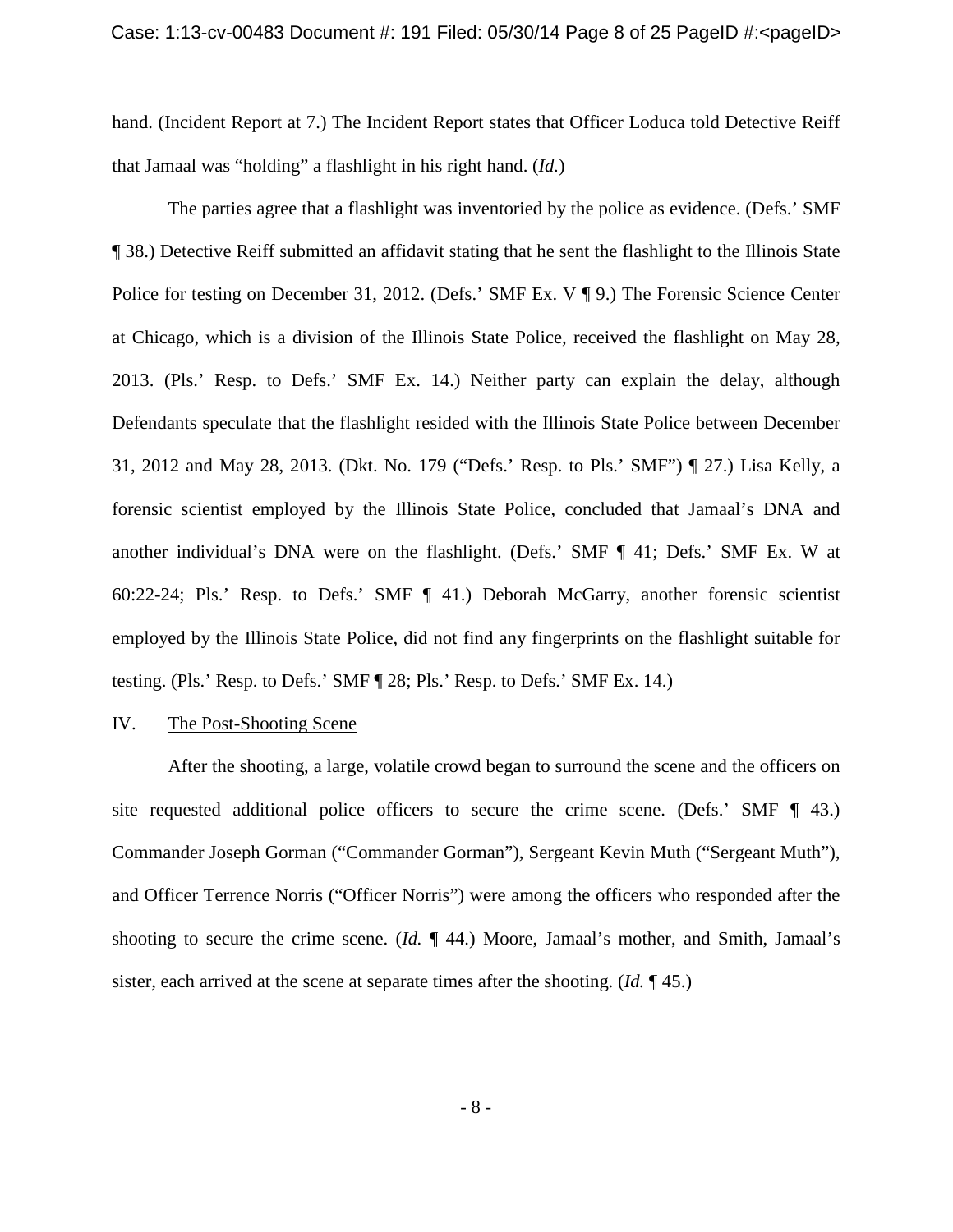hand. (Incident Report at 7.) The Incident Report states that Officer Loduca told Detective Reiff that Jamaal was "holding" a flashlight in his right hand. (*Id.*)

The parties agree that a flashlight was inventoried by the police as evidence. (Defs.' SMF ¶ 38.) Detective Reiff submitted an affidavit stating that he sent the flashlight to the Illinois State Police for testing on December 31, 2012. (Defs.' SMF Ex. V ¶ 9.) The Forensic Science Center at Chicago, which is a division of the Illinois State Police, received the flashlight on May 28, 2013. (Pls.' Resp. to Defs.' SMF Ex. 14.) Neither party can explain the delay, although Defendants speculate that the flashlight resided with the Illinois State Police between December 31, 2012 and May 28, 2013. (Dkt. No. 179 ("Defs.' Resp. to Pls.' SMF") ¶ 27.) Lisa Kelly, a forensic scientist employed by the Illinois State Police, concluded that Jamaal's DNA and another individual's DNA were on the flashlight. (Defs.' SMF ¶ 41; Defs.' SMF Ex. W at 60:22-24; Pls.' Resp. to Defs.' SMF ¶ 41.) Deborah McGarry, another forensic scientist employed by the Illinois State Police, did not find any fingerprints on the flashlight suitable for testing. (Pls.' Resp. to Defs.' SMF ¶ 28; Pls.' Resp. to Defs.' SMF Ex. 14.)

## IV. The Post-Shooting Scene

After the shooting, a large, volatile crowd began to surround the scene and the officers on site requested additional police officers to secure the crime scene. (Defs.' SMF ¶ 43.) Commander Joseph Gorman ("Commander Gorman"), Sergeant Kevin Muth ("Sergeant Muth"), and Officer Terrence Norris ("Officer Norris") were among the officers who responded after the shooting to secure the crime scene. (*Id.* ¶ 44.) Moore, Jamaal's mother, and Smith, Jamaal's sister, each arrived at the scene at separate times after the shooting. (*Id.* ¶ 45.)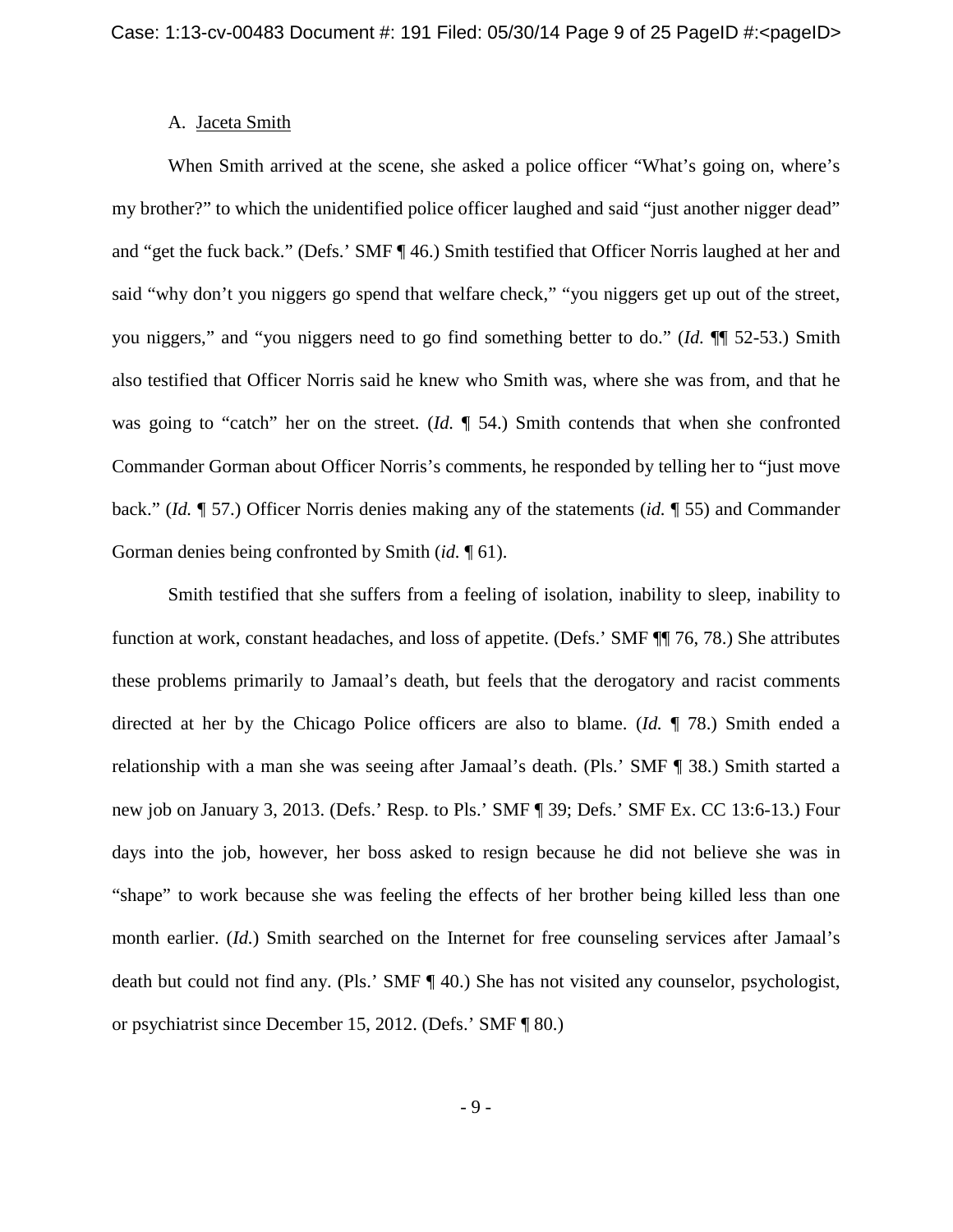A. Jaceta Smith

When Smith arrived at the scene, she asked a police officer "What's going on, where's my brother?" to which the unidentified police officer laughed and said "just another nigger dead" and "get the fuck back." (Defs.' SMF ¶ 46.) Smith testified that Officer Norris laughed at her and said "why don't you niggers go spend that welfare check," "you niggers get up out of the street, you niggers," and "you niggers need to go find something better to do." (*Id.* ¶¶ 52-53.) Smith also testified that Officer Norris said he knew who Smith was, where she was from, and that he was going to "catch" her on the street. (*Id.* ¶ 54.) Smith contends that when she confronted Commander Gorman about Officer Norris's comments, he responded by telling her to "just move back." (*Id.* ¶ 57.) Officer Norris denies making any of the statements (*id.* ¶ 55) and Commander Gorman denies being confronted by Smith (*id.* ¶ 61).

Smith testified that she suffers from a feeling of isolation, inability to sleep, inability to function at work, constant headaches, and loss of appetite. (Defs.' SMF ¶¶ 76, 78.) She attributes these problems primarily to Jamaal's death, but feels that the derogatory and racist comments directed at her by the Chicago Police officers are also to blame. (*Id.* ¶ 78.) Smith ended a relationship with a man she was seeing after Jamaal's death. (Pls.' SMF ¶ 38.) Smith started a new job on January 3, 2013. (Defs.' Resp. to Pls.' SMF ¶ 39; Defs.' SMF Ex. CC 13:6-13.) Four days into the job, however, her boss asked to resign because he did not believe she was in "shape" to work because she was feeling the effects of her brother being killed less than one month earlier. (*Id.*) Smith searched on the Internet for free counseling services after Jamaal's death but could not find any. (Pls.' SMF ¶ 40.) She has not visited any counselor, psychologist, or psychiatrist since December 15, 2012. (Defs.' SMF ¶ 80.)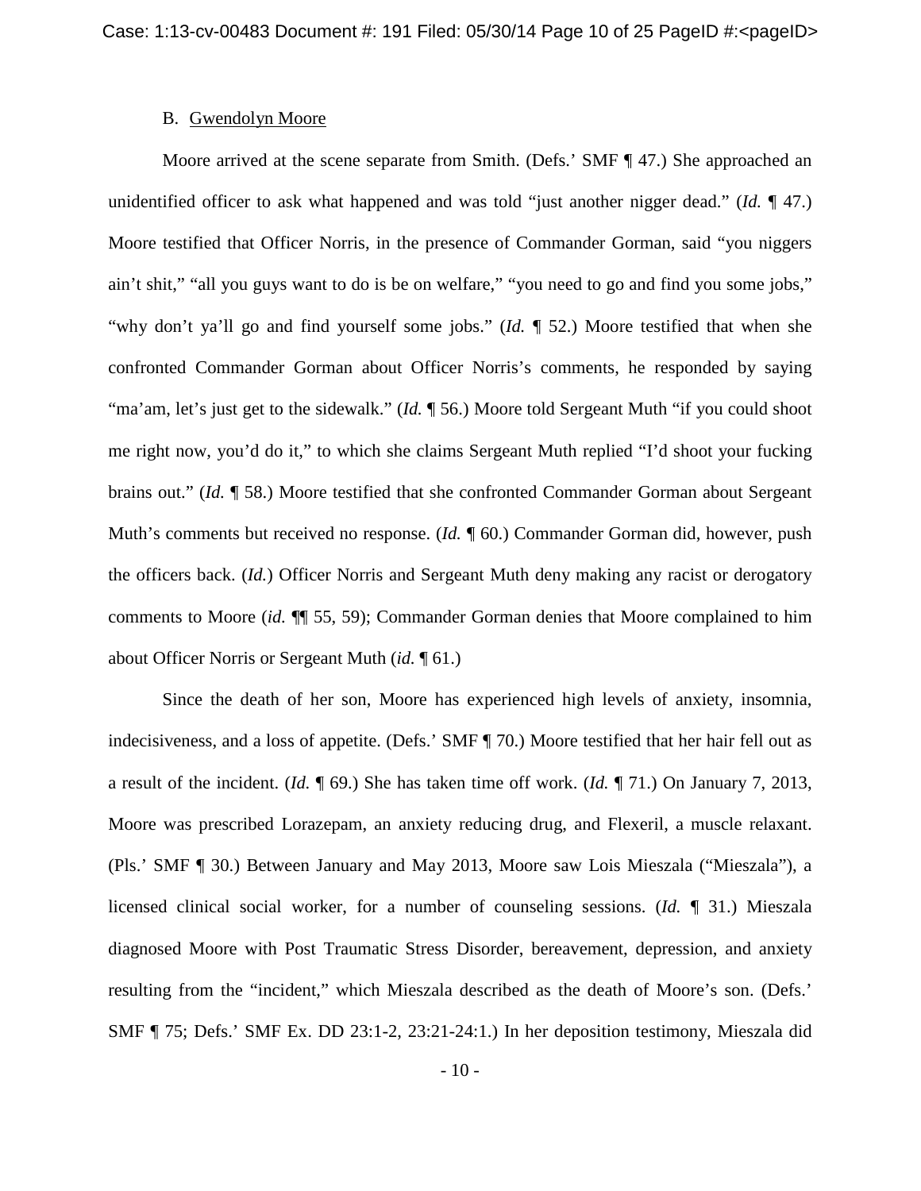B. Gwendolyn Moore

Moore arrived at the scene separate from Smith. (Defs.' SMF ¶ 47.) She approached an unidentified officer to ask what happened and was told "just another nigger dead." (*Id.* ¶ 47.) Moore testified that Officer Norris, in the presence of Commander Gorman, said "you niggers ain't shit," "all you guys want to do is be on welfare," "you need to go and find you some jobs," "why don't ya'll go and find yourself some jobs." (*Id.* ¶ 52.) Moore testified that when she confronted Commander Gorman about Officer Norris's comments, he responded by saying "ma'am, let's just get to the sidewalk." (*Id.* ¶ 56.) Moore told Sergeant Muth "if you could shoot me right now, you'd do it," to which she claims Sergeant Muth replied "I'd shoot your fucking brains out." (*Id.* ¶ 58.) Moore testified that she confronted Commander Gorman about Sergeant Muth's comments but received no response. (*Id.* ¶ 60.) Commander Gorman did, however, push the officers back. (*Id.*) Officer Norris and Sergeant Muth deny making any racist or derogatory comments to Moore (*id.* ¶¶ 55, 59); Commander Gorman denies that Moore complained to him about Officer Norris or Sergeant Muth (*id.* ¶ 61.)

Since the death of her son, Moore has experienced high levels of anxiety, insomnia, indecisiveness, and a loss of appetite. (Defs.' SMF ¶ 70.) Moore testified that her hair fell out as a result of the incident. (*Id.* ¶ 69.) She has taken time off work. (*Id.* ¶ 71.) On January 7, 2013, Moore was prescribed Lorazepam, an anxiety reducing drug, and Flexeril, a muscle relaxant. (Pls.' SMF ¶ 30.) Between January and May 2013, Moore saw Lois Mieszala ("Mieszala"), a licensed clinical social worker, for a number of counseling sessions. (*Id.* ¶ 31.) Mieszala diagnosed Moore with Post Traumatic Stress Disorder, bereavement, depression, and anxiety resulting from the "incident," which Mieszala described as the death of Moore's son. (Defs.' SMF ¶ 75; Defs.' SMF Ex. DD 23:1-2, 23:21-24:1.) In her deposition testimony, Mieszala did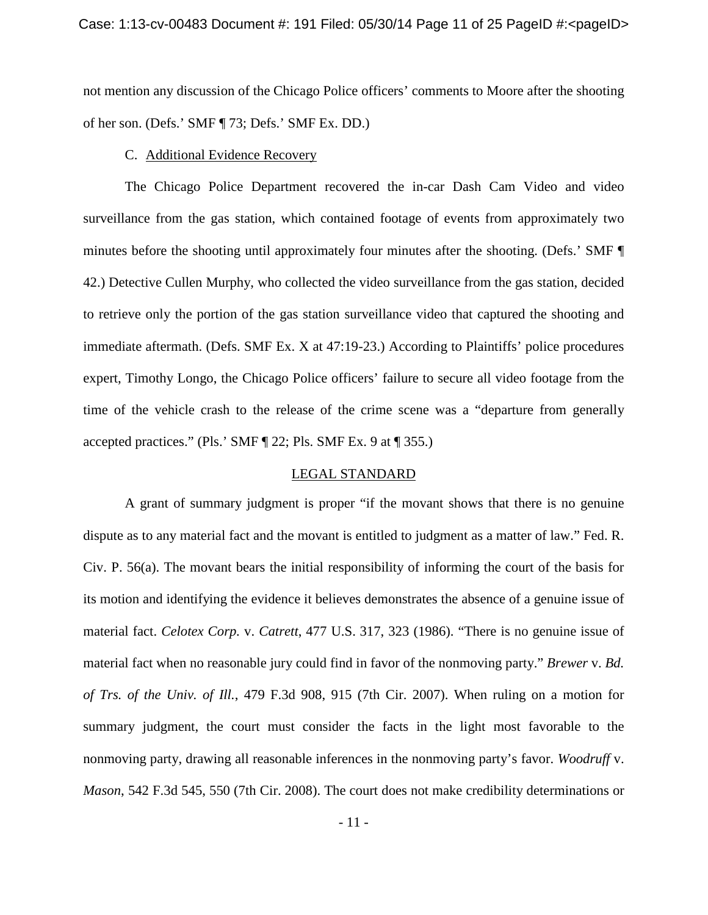not mention any discussion of the Chicago Police officers' comments to Moore after the shooting of her son. (Defs.' SMF ¶ 73; Defs.' SMF Ex. DD.)

C. Additional Evidence Recovery

The Chicago Police Department recovered the in-car Dash Cam Video and video surveillance from the gas station, which contained footage of events from approximately two minutes before the shooting until approximately four minutes after the shooting. (Defs.' SMF ¶ 42.) Detective Cullen Murphy, who collected the video surveillance from the gas station, decided to retrieve only the portion of the gas station surveillance video that captured the shooting and immediate aftermath. (Defs. SMF Ex. X at 47:19-23.) According to Plaintiffs' police procedures expert, Timothy Longo, the Chicago Police officers' failure to secure all video footage from the time of the vehicle crash to the release of the crime scene was a "departure from generally accepted practices." (Pls.' SMF ¶ 22; Pls. SMF Ex. 9 at ¶ 355.)

## LEGAL STANDARD

A grant of summary judgment is proper "if the movant shows that there is no genuine dispute as to any material fact and the movant is entitled to judgment as a matter of law." Fed. R. Civ. P. 56(a). The movant bears the initial responsibility of informing the court of the basis for its motion and identifying the evidence it believes demonstrates the absence of a genuine issue of material fact. *Celotex Corp.* v. *Catrett*, 477 U.S. 317, 323 (1986). "There is no genuine issue of material fact when no reasonable jury could find in favor of the nonmoving party." *Brewer* v. *Bd. of Trs. of the Univ. of Ill.*, 479 F.3d 908, 915 (7th Cir. 2007). When ruling on a motion for summary judgment, the court must consider the facts in the light most favorable to the nonmoving party, drawing all reasonable inferences in the nonmoving party's favor. *Woodruff* v. *Mason*, 542 F.3d 545, 550 (7th Cir. 2008). The court does not make credibility determinations or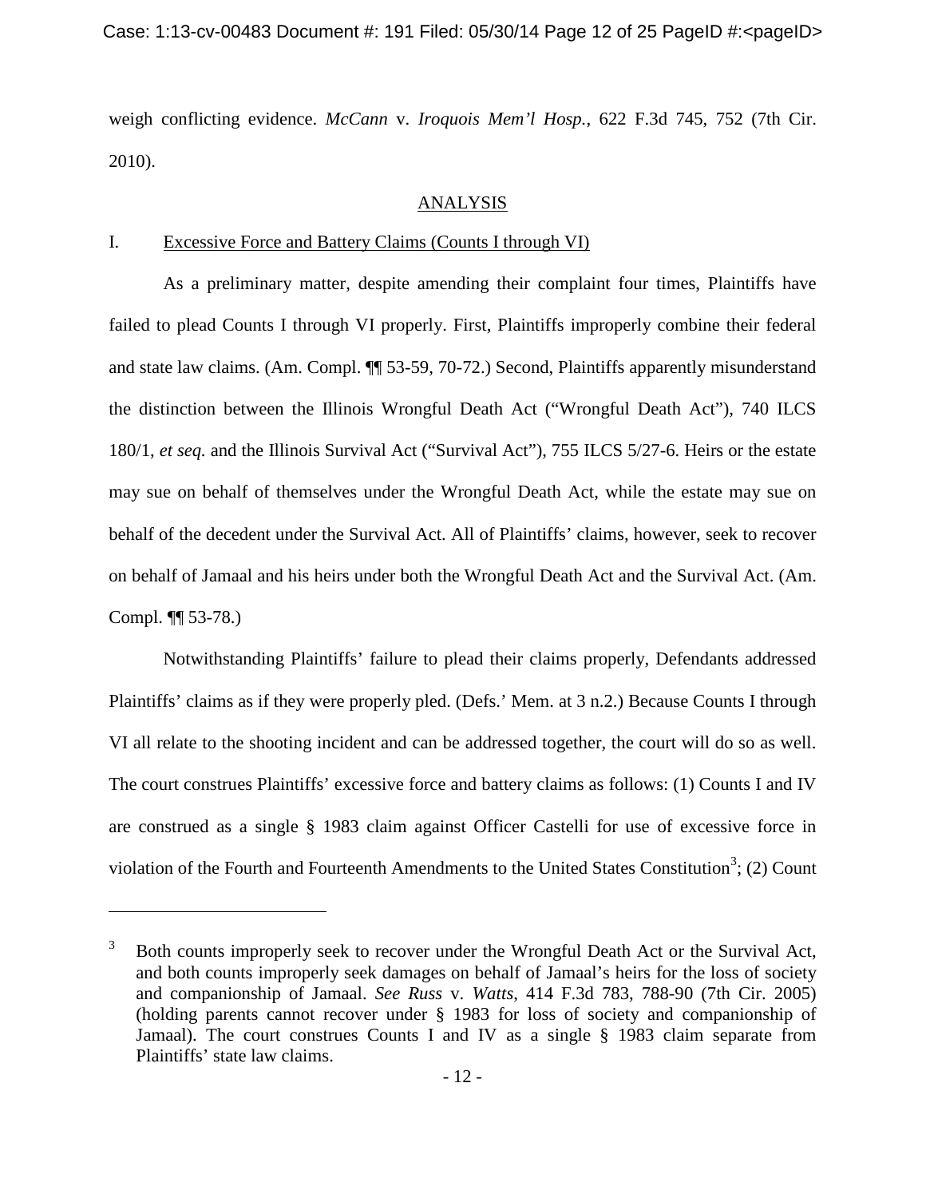weigh conflicting evidence. *McCann* v. *Iroquois Mem'l Hosp.*, 622 F.3d 745, 752 (7th Cir. 2010).

## ANALYSIS

### I. Excessive Force and Battery Claims (Counts I through VI)

As a preliminary matter, despite amending their complaint four times, Plaintiffs have failed to plead Counts I through VI properly. First, Plaintiffs improperly combine their federal and state law claims. (Am. Compl. ¶¶ 53-59, 70-72.) Second, Plaintiffs apparently misunderstand the distinction between the Illinois Wrongful Death Act ("Wrongful Death Act"), 740 ILCS 180/1, *et seq.* and the Illinois Survival Act ("Survival Act"), 755 ILCS 5/27-6. Heirs or the estate may sue on behalf of themselves under the Wrongful Death Act, while the estate may sue on behalf of the decedent under the Survival Act. All of Plaintiffs' claims, however, seek to recover on behalf of Jamaal and his heirs under both the Wrongful Death Act and the Survival Act. (Am. Compl. ¶¶ 53-78.)

Notwithstanding Plaintiffs' failure to plead their claims properly, Defendants addressed Plaintiffs' claims as if they were properly pled. (Defs.' Mem. at 3 n.2.) Because Counts I through VI all relate to the shooting incident and can be addressed together, the court will do so as well. The court construes Plaintiffs' excessive force and battery claims as follows: (1) Counts I and IV are construed as a single § 1983 claim against Officer Castelli for use of excessive force in violation of the Fourth and Fourteenth Amendments to the United States Constitution[3]; (2) Count

---

[3] Both counts improperly seek to recover under the Wrongful Death Act or the Survival Act, and both counts improperly seek damages on behalf of Jamaal's heirs for the loss of society and companionship of Jamaal. *See Russ* v. *Watts*, 414 F.3d 783, 788-90 (7th Cir. 2005) (holding parents cannot recover under § 1983 for loss of society and companionship of Jamaal). The court construes Counts I and IV as a single § 1983 claim separate from Plaintiffs' state law claims.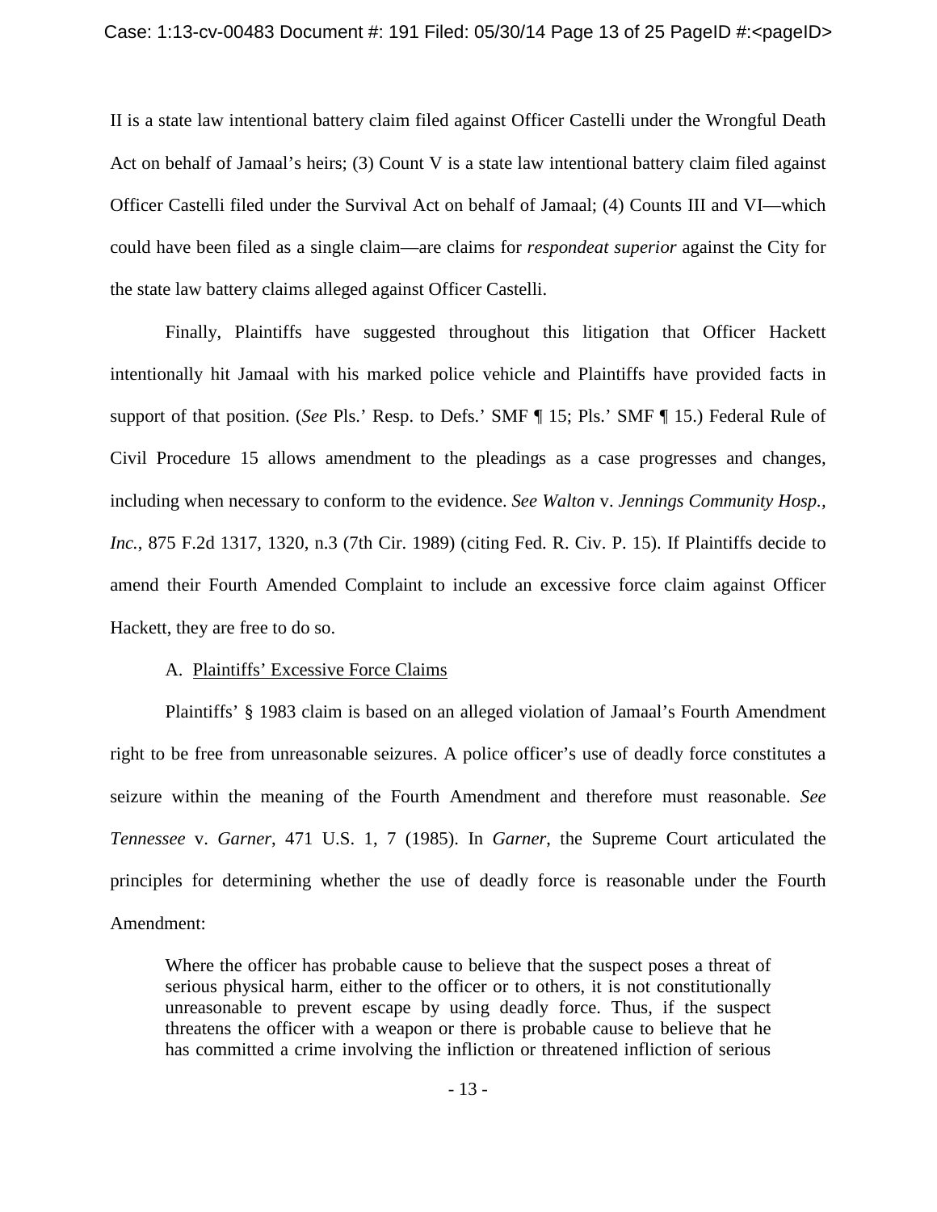II is a state law intentional battery claim filed against Officer Castelli under the Wrongful Death Act on behalf of Jamaal's heirs; (3) Count V is a state law intentional battery claim filed against Officer Castelli filed under the Survival Act on behalf of Jamaal; (4) Counts III and VI—which could have been filed as a single claim—are claims for *respondeat superior* against the City for the state law battery claims alleged against Officer Castelli.

Finally, Plaintiffs have suggested throughout this litigation that Officer Hackett intentionally hit Jamaal with his marked police vehicle and Plaintiffs have provided facts in support of that position. (*See* Pls.' Resp. to Defs.' SMF ¶ 15; Pls.' SMF ¶ 15.) Federal Rule of Civil Procedure 15 allows amendment to the pleadings as a case progresses and changes, including when necessary to conform to the evidence. *See Walton* v. *Jennings Community Hosp., Inc.*, 875 F.2d 1317, 1320, n.3 (7th Cir. 1989) (citing Fed. R. Civ. P. 15). If Plaintiffs decide to amend their Fourth Amended Complaint to include an excessive force claim against Officer Hackett, they are free to do so.

A. <u>Plaintiffs' Excessive Force Claims</u>

Plaintiffs' § 1983 claim is based on an alleged violation of Jamaal's Fourth Amendment right to be free from unreasonable seizures. A police officer's use of deadly force constitutes a seizure within the meaning of the Fourth Amendment and therefore must reasonable. *See Tennessee* v. *Garner*, 471 U.S. 1, 7 (1985). In *Garner*, the Supreme Court articulated the principles for determining whether the use of deadly force is reasonable under the Fourth Amendment:

> Where the officer has probable cause to believe that the suspect poses a threat of serious physical harm, either to the officer or to others, it is not constitutionally unreasonable to prevent escape by using deadly force. Thus, if the suspect threatens the officer with a weapon or there is probable cause to believe that he has committed a crime involving the infliction or threatened infliction of serious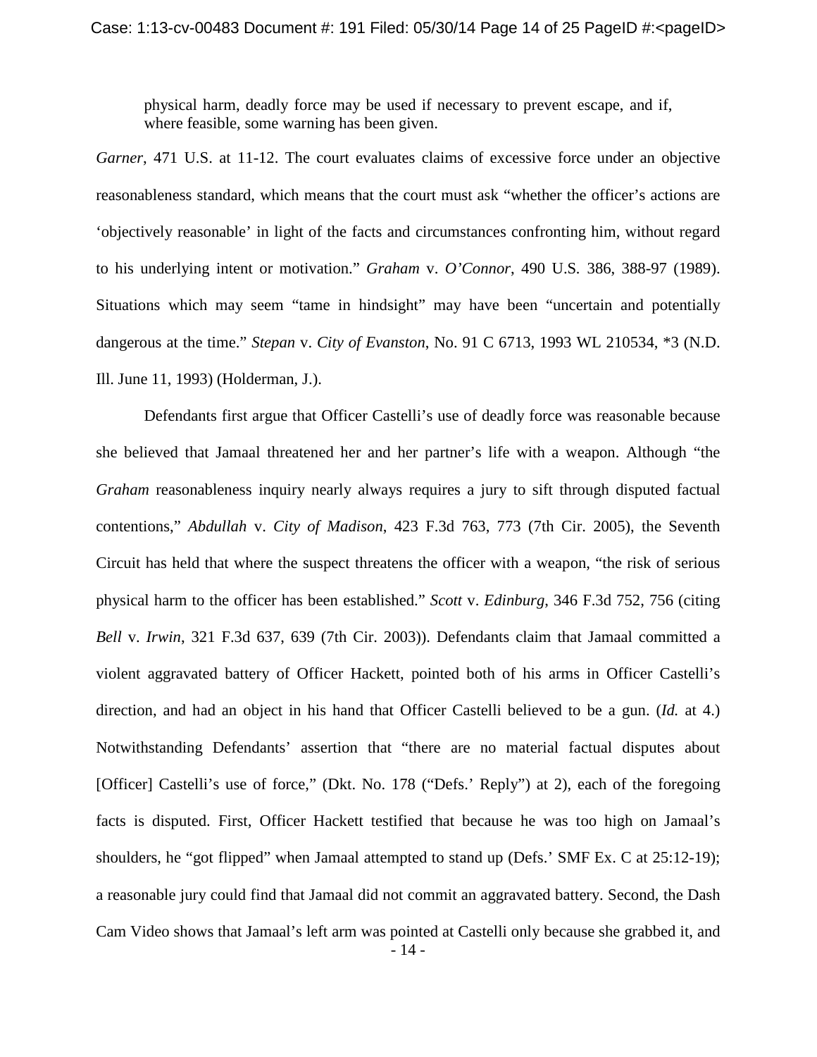physical harm, deadly force may be used if necessary to prevent escape, and if, where feasible, some warning has been given.

*Garner*, 471 U.S. at 11-12. The court evaluates claims of excessive force under an objective reasonableness standard, which means that the court must ask "whether the officer's actions are 'objectively reasonable' in light of the facts and circumstances confronting him, without regard to his underlying intent or motivation." *Graham* v. *O'Connor*, 490 U.S. 386, 388-97 (1989). Situations which may seem "tame in hindsight" may have been "uncertain and potentially dangerous at the time." *Stepan* v. *City of Evanston*, No. 91 C 6713, 1993 WL 210534, *3 (N.D. Ill. June 11, 1993) (Holderman, J.).

Defendants first argue that Officer Castelli's use of deadly force was reasonable because she believed that Jamaal threatened her and her partner's life with a weapon. Although "the *Graham* reasonableness inquiry nearly always requires a jury to sift through disputed factual contentions," *Abdullah* v. *City of Madison*, 423 F.3d 763, 773 (7th Cir. 2005), the Seventh Circuit has held that where the suspect threatens the officer with a weapon, "the risk of serious physical harm to the officer has been established." *Scott* v. *Edinburg*, 346 F.3d 752, 756 (citing *Bell* v. *Irwin*, 321 F.3d 637, 639 (7th Cir. 2003)). Defendants claim that Jamaal committed a violent aggravated battery of Officer Hackett, pointed both of his arms in Officer Castelli's direction, and had an object in his hand that Officer Castelli believed to be a gun. (*Id.* at 4.) Notwithstanding Defendants' assertion that "there are no material factual disputes about [Officer] Castelli's use of force," (Dkt. No. 178 ("Defs.' Reply") at 2), each of the foregoing facts is disputed. First, Officer Hackett testified that because he was too high on Jamaal's shoulders, he "got flipped" when Jamaal attempted to stand up (Defs.' SMF Ex. C at 25:12-19); a reasonable jury could find that Jamaal did not commit an aggravated battery. Second, the Dash Cam Video shows that Jamaal's left arm was pointed at Castelli only because she grabbed it, and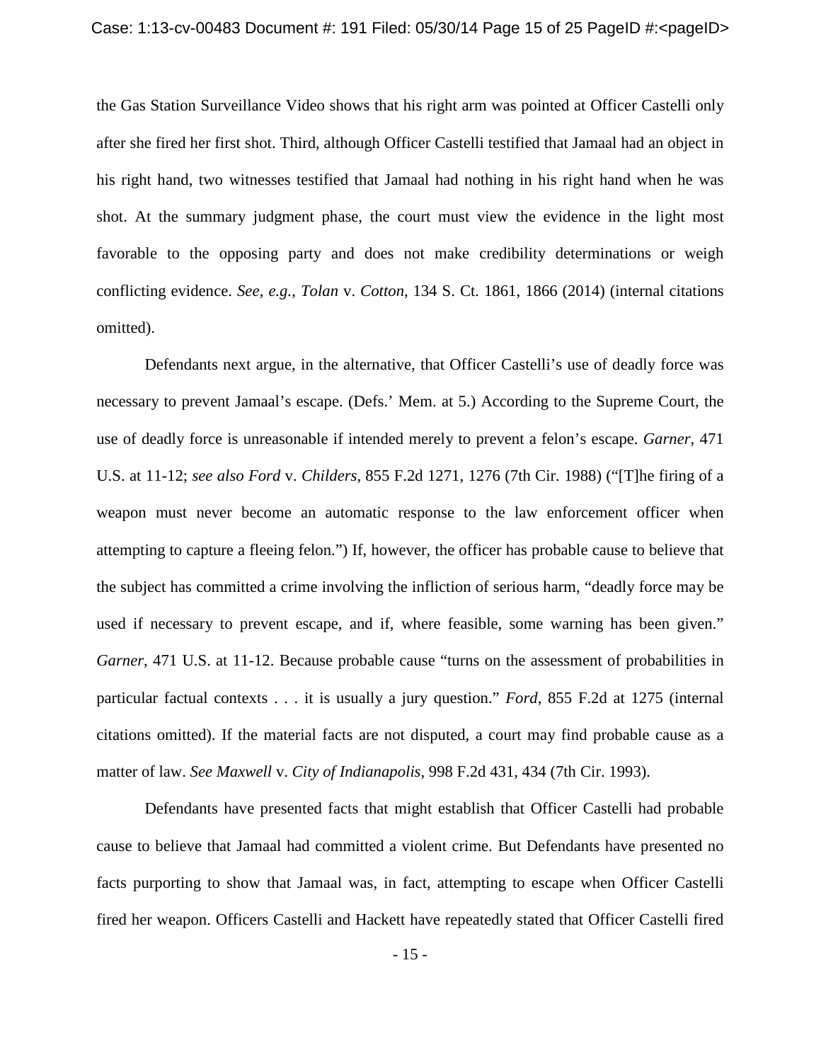the Gas Station Surveillance Video shows that his right arm was pointed at Officer Castelli only after she fired her first shot. Third, although Officer Castelli testified that Jamaal had an object in his right hand, two witnesses testified that Jamaal had nothing in his right hand when he was shot. At the summary judgment phase, the court must view the evidence in the light most favorable to the opposing party and does not make credibility determinations or weigh conflicting evidence. *See, e.g.*, *Tolan* v. *Cotton*, 134 S. Ct. 1861, 1866 (2014) (internal citations omitted).

Defendants next argue, in the alternative, that Officer Castelli's use of deadly force was necessary to prevent Jamaal's escape. (Defs.' Mem. at 5.) According to the Supreme Court, the use of deadly force is unreasonable if intended merely to prevent a felon's escape. *Garner*, 471 U.S. at 11-12; *see also Ford* v. *Childers*, 855 F.2d 1271, 1276 (7th Cir. 1988) ("[T]he firing of a weapon must never become an automatic response to the law enforcement officer when attempting to capture a fleeing felon.") If, however, the officer has probable cause to believe that the subject has committed a crime involving the infliction of serious harm, "deadly force may be used if necessary to prevent escape, and if, where feasible, some warning has been given." *Garner*, 471 U.S. at 11-12. Because probable cause "turns on the assessment of probabilities in particular factual contexts . . . it is usually a jury question." *Ford*, 855 F.2d at 1275 (internal citations omitted). If the material facts are not disputed, a court may find probable cause as a matter of law. *See Maxwell* v. *City of Indianapolis*, 998 F.2d 431, 434 (7th Cir. 1993).

Defendants have presented facts that might establish that Officer Castelli had probable cause to believe that Jamaal had committed a violent crime. But Defendants have presented no facts purporting to show that Jamaal was, in fact, attempting to escape when Officer Castelli fired her weapon. Officers Castelli and Hackett have repeatedly stated that Officer Castelli fired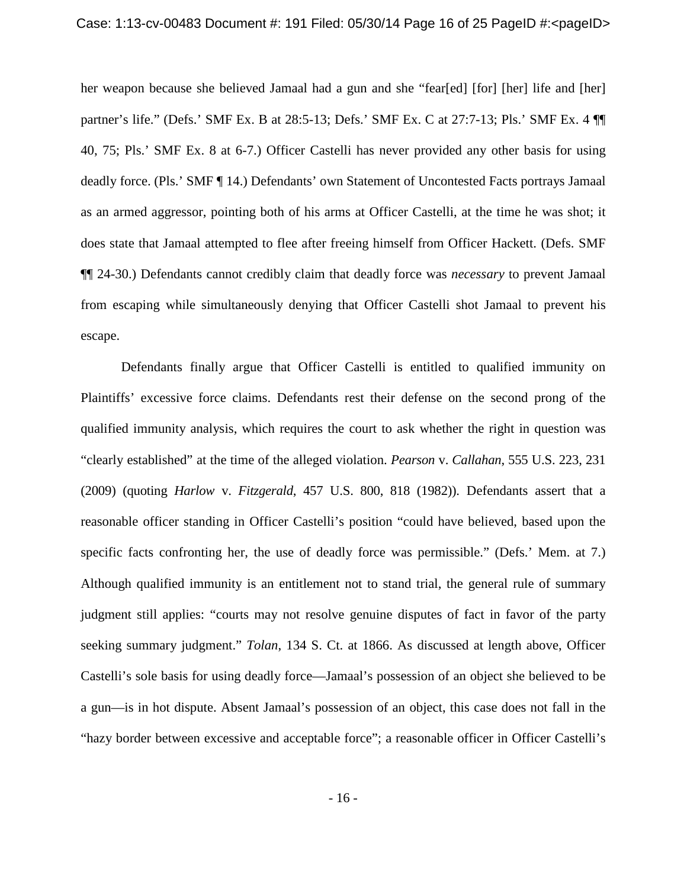her weapon because she believed Jamaal had a gun and she "fear[ed] [for] [her] life and [her] partner's life." (Defs.' SMF Ex. B at 28:5-13; Defs.' SMF Ex. C at 27:7-13; Pls.' SMF Ex. 4 ¶¶ 40, 75; Pls.' SMF Ex. 8 at 6-7.) Officer Castelli has never provided any other basis for using deadly force. (Pls.' SMF ¶ 14.) Defendants' own Statement of Uncontested Facts portrays Jamaal as an armed aggressor, pointing both of his arms at Officer Castelli, at the time he was shot; it does state that Jamaal attempted to flee after freeing himself from Officer Hackett. (Defs. SMF ¶¶ 24-30.) Defendants cannot credibly claim that deadly force was *necessary* to prevent Jamaal from escaping while simultaneously denying that Officer Castelli shot Jamaal to prevent his escape.

Defendants finally argue that Officer Castelli is entitled to qualified immunity on Plaintiffs' excessive force claims. Defendants rest their defense on the second prong of the qualified immunity analysis, which requires the court to ask whether the right in question was "clearly established" at the time of the alleged violation. *Pearson* v. *Callahan*, 555 U.S. 223, 231 (2009) (quoting *Harlow* v. *Fitzgerald*, 457 U.S. 800, 818 (1982)). Defendants assert that a reasonable officer standing in Officer Castelli's position "could have believed, based upon the specific facts confronting her, the use of deadly force was permissible." (Defs.' Mem. at 7.) Although qualified immunity is an entitlement not to stand trial, the general rule of summary judgment still applies: "courts may not resolve genuine disputes of fact in favor of the party seeking summary judgment." *Tolan*, 134 S. Ct. at 1866. As discussed at length above, Officer Castelli's sole basis for using deadly force—Jamaal's possession of an object she believed to be a gun—is in hot dispute. Absent Jamaal's possession of an object, this case does not fall in the "hazy border between excessive and acceptable force"; a reasonable officer in Officer Castelli's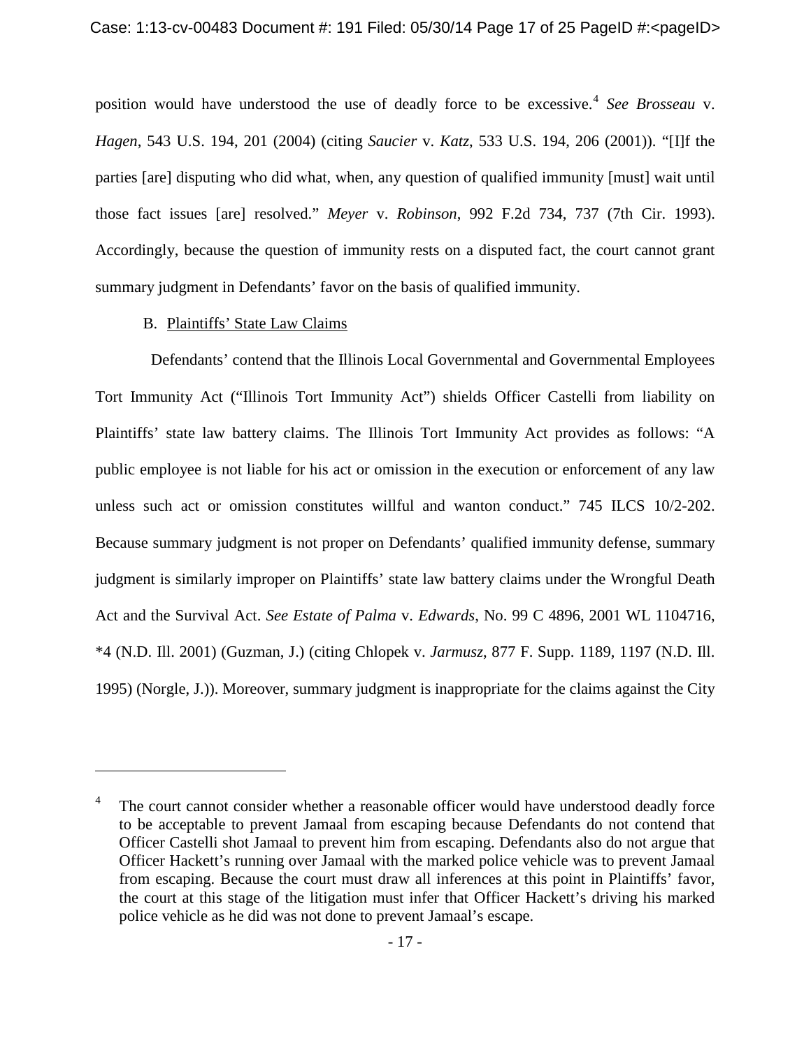position would have understood the use of deadly force to be excessive.[4] *See Brosseau* v. *Hagen*, 543 U.S. 194, 201 (2004) (citing *Saucier* v. *Katz*, 533 U.S. 194, 206 (2001)). "[I]f the parties [are] disputing who did what, when, any question of qualified immunity [must] wait until those fact issues [are] resolved." *Meyer* v. *Robinson*, 992 F.2d 734, 737 (7th Cir. 1993). Accordingly, because the question of immunity rests on a disputed fact, the court cannot grant summary judgment in Defendants' favor on the basis of qualified immunity.

B. Plaintiffs' State Law Claims

Defendants' contend that the Illinois Local Governmental and Governmental Employees Tort Immunity Act ("Illinois Tort Immunity Act") shields Officer Castelli from liability on Plaintiffs' state law battery claims. The Illinois Tort Immunity Act provides as follows: "A public employee is not liable for his act or omission in the execution or enforcement of any law unless such act or omission constitutes willful and wanton conduct." 745 ILCS 10/2-202. Because summary judgment is not proper on Defendants' qualified immunity defense, summary judgment is similarly improper on Plaintiffs' state law battery claims under the Wrongful Death Act and the Survival Act. *See Estate of Palma* v. *Edwards*, No. 99 C 4896, 2001 WL 1104716, *4 (N.D. Ill. 2001) (Guzman, J.) (citing Chlopek v. *Jarmusz*, 877 F. Supp. 1189, 1197 (N.D. Ill. 1995) (Norgle, J.)). Moreover, summary judgment is inappropriate for the claims against the City

---

[4] The court cannot consider whether a reasonable officer would have understood deadly force to be acceptable to prevent Jamaal from escaping because Defendants do not contend that Officer Castelli shot Jamaal to prevent him from escaping. Defendants also do not argue that Officer Hackett's running over Jamaal with the marked police vehicle was to prevent Jamaal from escaping. Because the court must draw all inferences at this point in Plaintiffs' favor, the court at this stage of the litigation must infer that Officer Hackett's driving his marked police vehicle as he did was not done to prevent Jamaal's escape.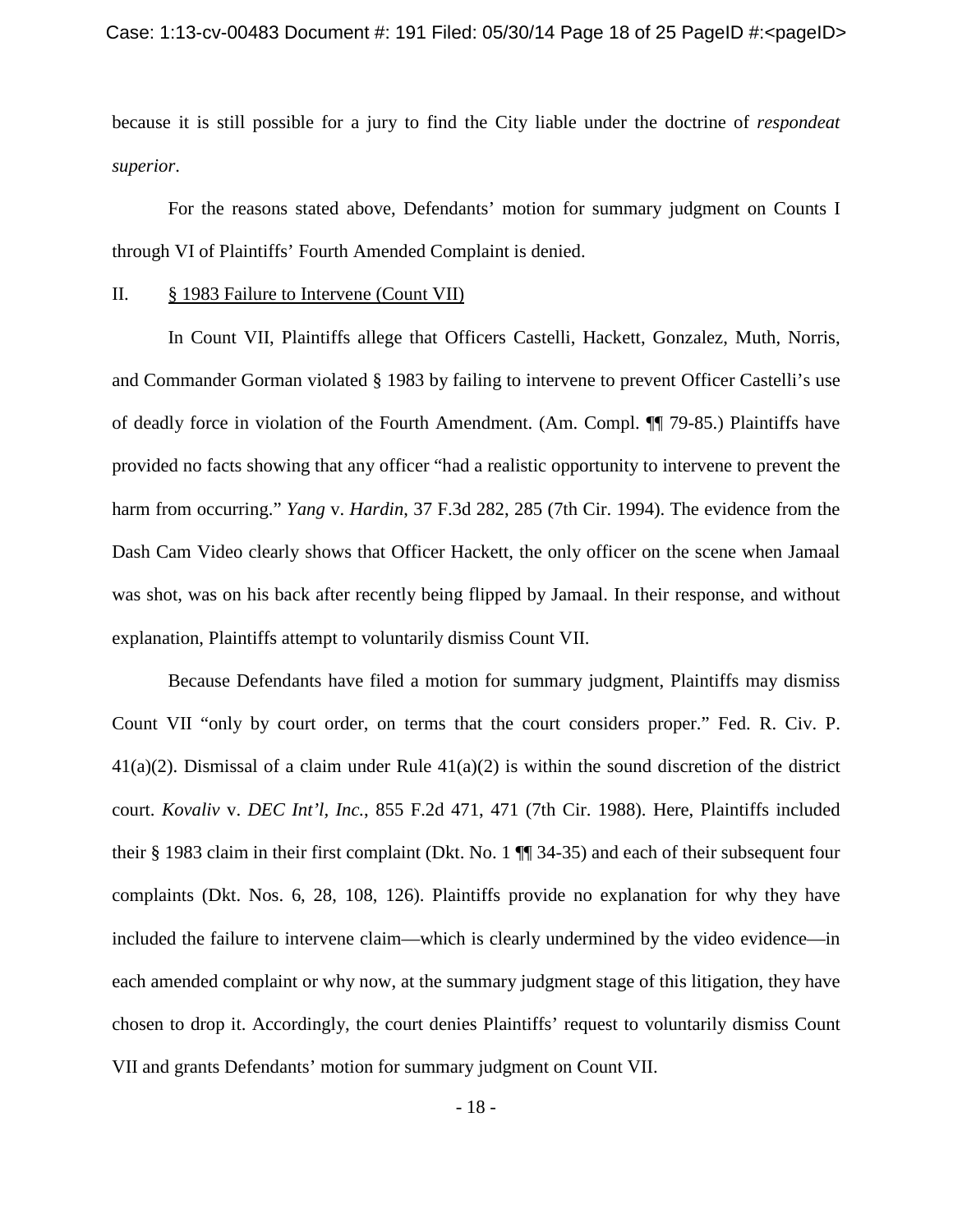because it is still possible for a jury to find the City liable under the doctrine of *respondeat superior*.

For the reasons stated above, Defendants' motion for summary judgment on Counts I through VI of Plaintiffs' Fourth Amended Complaint is denied.

## II. § 1983 Failure to Intervene (Count VII)

In Count VII, Plaintiffs allege that Officers Castelli, Hackett, Gonzalez, Muth, Norris, and Commander Gorman violated § 1983 by failing to intervene to prevent Officer Castelli's use of deadly force in violation of the Fourth Amendment. (Am. Compl. ¶¶ 79-85.) Plaintiffs have provided no facts showing that any officer "had a realistic opportunity to intervene to prevent the harm from occurring." *Yang* v. *Hardin*, 37 F.3d 282, 285 (7th Cir. 1994). The evidence from the Dash Cam Video clearly shows that Officer Hackett, the only officer on the scene when Jamaal was shot, was on his back after recently being flipped by Jamaal. In their response, and without explanation, Plaintiffs attempt to voluntarily dismiss Count VII.

Because Defendants have filed a motion for summary judgment, Plaintiffs may dismiss Count VII "only by court order, on terms that the court considers proper." Fed. R. Civ. P. 41(a)(2). Dismissal of a claim under Rule 41(a)(2) is within the sound discretion of the district court. *Kovaliv* v. *DEC Int'l, Inc.*, 855 F.2d 471, 471 (7th Cir. 1988). Here, Plaintiffs included their § 1983 claim in their first complaint (Dkt. No. 1 ¶¶ 34-35) and each of their subsequent four complaints (Dkt. Nos. 6, 28, 108, 126). Plaintiffs provide no explanation for why they have included the failure to intervene claim—which is clearly undermined by the video evidence—in each amended complaint or why now, at the summary judgment stage of this litigation, they have chosen to drop it. Accordingly, the court denies Plaintiffs' request to voluntarily dismiss Count VII and grants Defendants' motion for summary judgment on Count VII.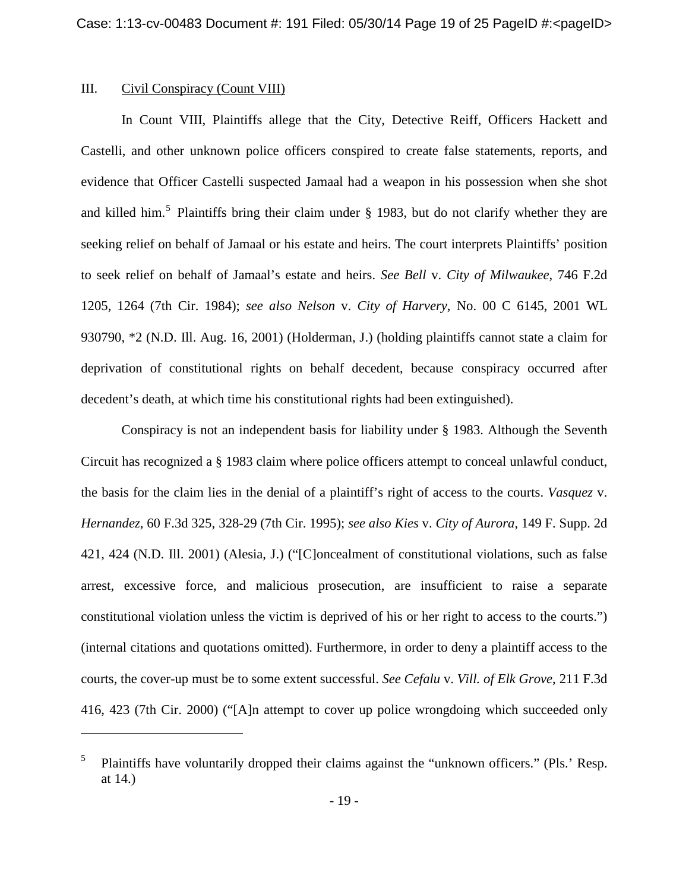## III. Civil Conspiracy (Count VIII)

In Count VIII, Plaintiffs allege that the City, Detective Reiff, Officers Hackett and Castelli, and other unknown police officers conspired to create false statements, reports, and evidence that Officer Castelli suspected Jamaal had a weapon in his possession when she shot and killed him.[5] Plaintiffs bring their claim under § 1983, but do not clarify whether they are seeking relief on behalf of Jamaal or his estate and heirs. The court interprets Plaintiffs' position to seek relief on behalf of Jamaal's estate and heirs. *See Bell* v. *City of Milwaukee*, 746 F.2d 1205, 1264 (7th Cir. 1984); *see also Nelson* v. *City of Harvery*, No. 00 C 6145, 2001 WL 930790, *2 (N.D. Ill. Aug. 16, 2001) (Holderman, J.) (holding plaintiffs cannot state a claim for deprivation of constitutional rights on behalf decedent, because conspiracy occurred after decedent's death, at which time his constitutional rights had been extinguished).

Conspiracy is not an independent basis for liability under § 1983. Although the Seventh Circuit has recognized a § 1983 claim where police officers attempt to conceal unlawful conduct, the basis for the claim lies in the denial of a plaintiff's right of access to the courts. *Vasquez* v. *Hernandez*, 60 F.3d 325, 328-29 (7th Cir. 1995); *see also Kies* v. *City of Aurora*, 149 F. Supp. 2d 421, 424 (N.D. Ill. 2001) (Alesia, J.) ("[C]oncealment of constitutional violations, such as false arrest, excessive force, and malicious prosecution, are insufficient to raise a separate constitutional violation unless the victim is deprived of his or her right to access to the courts.") (internal citations and quotations omitted). Furthermore, in order to deny a plaintiff access to the courts, the cover-up must be to some extent successful. *See Cefalu* v. *Vill. of Elk Grove*, 211 F.3d 416, 423 (7th Cir. 2000) ("[A]n attempt to cover up police wrongdoing which succeeded only

---

[5] Plaintiffs have voluntarily dropped their claims against the "unknown officers." (Pls.' Resp. at 14.)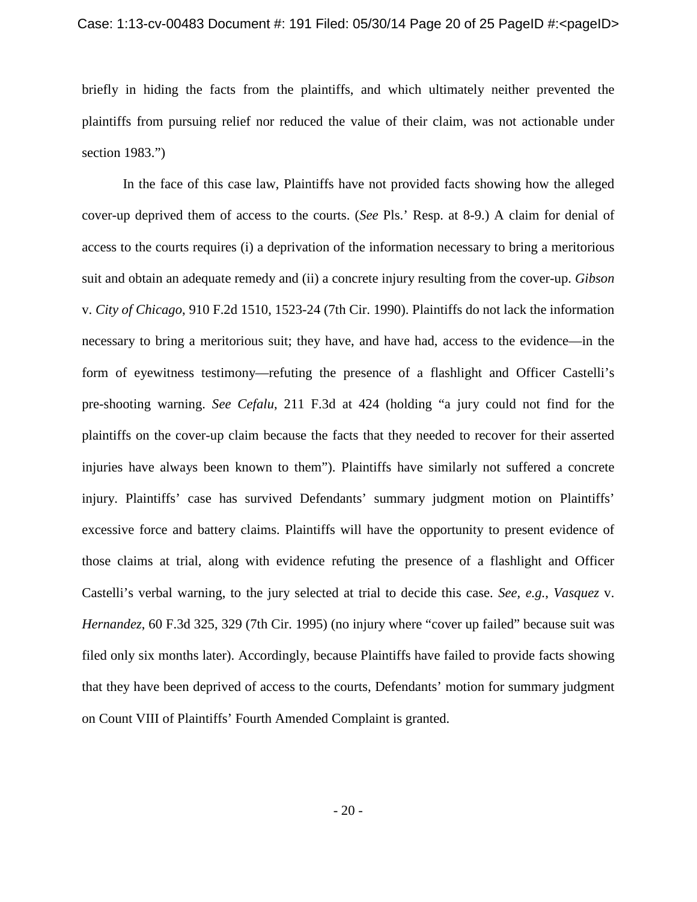briefly in hiding the facts from the plaintiffs, and which ultimately neither prevented the plaintiffs from pursuing relief nor reduced the value of their claim, was not actionable under section 1983.")

In the face of this case law, Plaintiffs have not provided facts showing how the alleged cover-up deprived them of access to the courts. (*See* Pls.' Resp. at 8-9.) A claim for denial of access to the courts requires (i) a deprivation of the information necessary to bring a meritorious suit and obtain an adequate remedy and (ii) a concrete injury resulting from the cover-up. *Gibson* v. *City of Chicago*, 910 F.2d 1510, 1523-24 (7th Cir. 1990). Plaintiffs do not lack the information necessary to bring a meritorious suit; they have, and have had, access to the evidence—in the form of eyewitness testimony—refuting the presence of a flashlight and Officer Castelli's pre-shooting warning. *See Cefalu*, 211 F.3d at 424 (holding "a jury could not find for the plaintiffs on the cover-up claim because the facts that they needed to recover for their asserted injuries have always been known to them"). Plaintiffs have similarly not suffered a concrete injury. Plaintiffs' case has survived Defendants' summary judgment motion on Plaintiffs' excessive force and battery claims. Plaintiffs will have the opportunity to present evidence of those claims at trial, along with evidence refuting the presence of a flashlight and Officer Castelli's verbal warning, to the jury selected at trial to decide this case. *See, e.g.*, *Vasquez* v. *Hernandez*, 60 F.3d 325, 329 (7th Cir. 1995) (no injury where "cover up failed" because suit was filed only six months later). Accordingly, because Plaintiffs have failed to provide facts showing that they have been deprived of access to the courts, Defendants' motion for summary judgment on Count VIII of Plaintiffs' Fourth Amended Complaint is granted.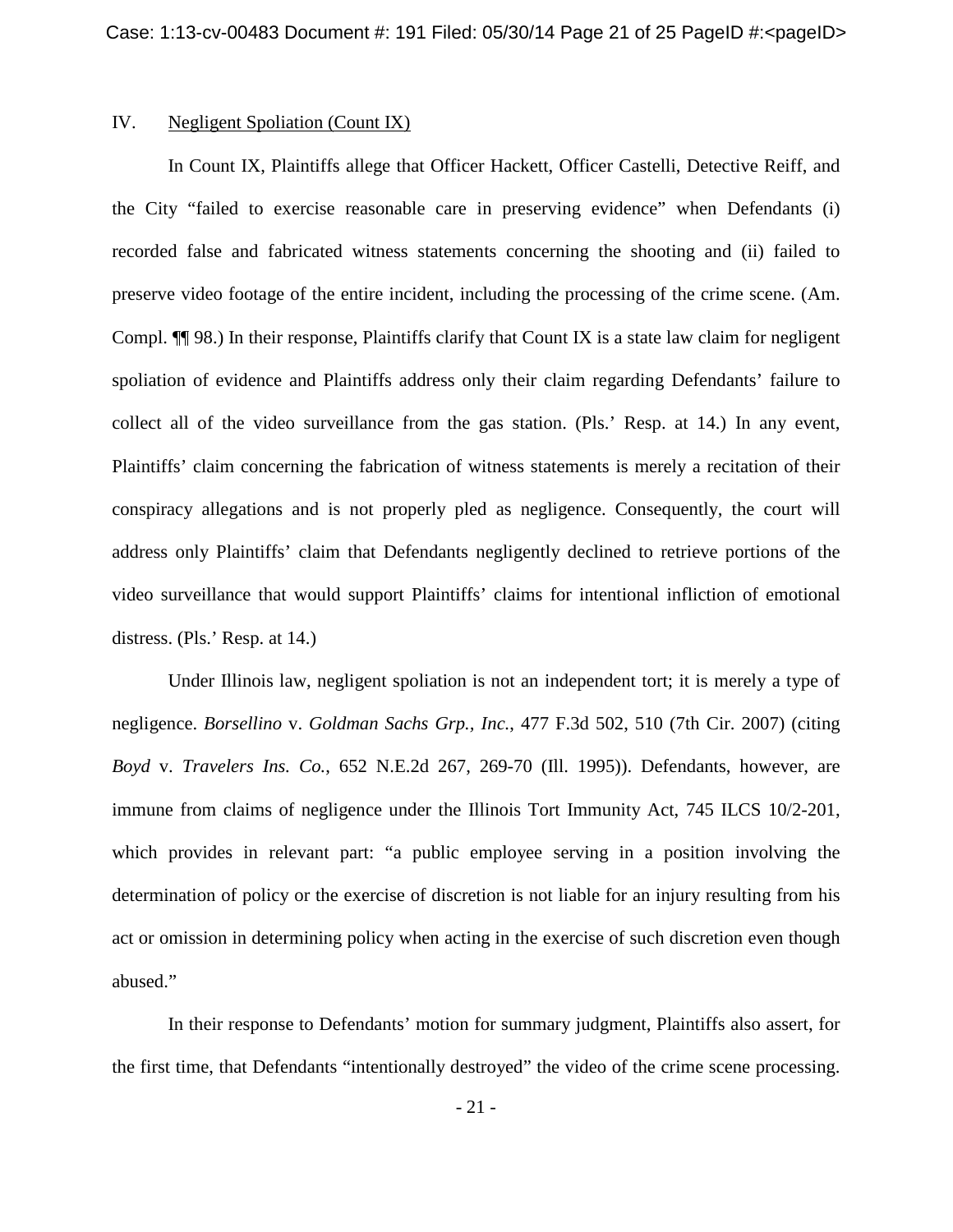## IV. Negligent Spoliation (Count IX)

In Count IX, Plaintiffs allege that Officer Hackett, Officer Castelli, Detective Reiff, and the City "failed to exercise reasonable care in preserving evidence" when Defendants (i) recorded false and fabricated witness statements concerning the shooting and (ii) failed to preserve video footage of the entire incident, including the processing of the crime scene. (Am. Compl. ¶¶ 98.) In their response, Plaintiffs clarify that Count IX is a state law claim for negligent spoliation of evidence and Plaintiffs address only their claim regarding Defendants' failure to collect all of the video surveillance from the gas station. (Pls.' Resp. at 14.) In any event, Plaintiffs' claim concerning the fabrication of witness statements is merely a recitation of their conspiracy allegations and is not properly pled as negligence. Consequently, the court will address only Plaintiffs' claim that Defendants negligently declined to retrieve portions of the video surveillance that would support Plaintiffs' claims for intentional infliction of emotional distress. (Pls.' Resp. at 14.)

Under Illinois law, negligent spoliation is not an independent tort; it is merely a type of negligence. *Borsellino* v. *Goldman Sachs Grp., Inc.*, 477 F.3d 502, 510 (7th Cir. 2007) (citing *Boyd* v. *Travelers Ins. Co.*, 652 N.E.2d 267, 269-70 (Ill. 1995)). Defendants, however, are immune from claims of negligence under the Illinois Tort Immunity Act, 745 ILCS 10/2-201, which provides in relevant part: "a public employee serving in a position involving the determination of policy or the exercise of discretion is not liable for an injury resulting from his act or omission in determining policy when acting in the exercise of such discretion even though abused."

In their response to Defendants' motion for summary judgment, Plaintiffs also assert, for the first time, that Defendants "intentionally destroyed" the video of the crime scene processing.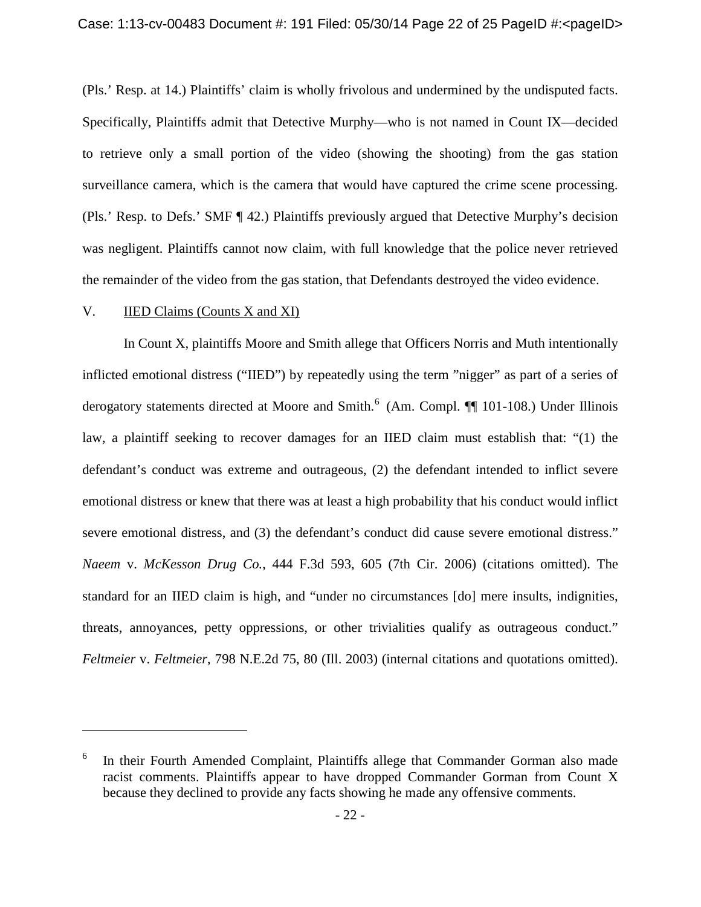(Pls.' Resp. at 14.) Plaintiffs' claim is wholly frivolous and undermined by the undisputed facts. Specifically, Plaintiffs admit that Detective Murphy—who is not named in Count IX—decided to retrieve only a small portion of the video (showing the shooting) from the gas station surveillance camera, which is the camera that would have captured the crime scene processing. (Pls.' Resp. to Defs.' SMF ¶ 42.) Plaintiffs previously argued that Detective Murphy's decision was negligent. Plaintiffs cannot now claim, with full knowledge that the police never retrieved the remainder of the video from the gas station, that Defendants destroyed the video evidence.

## V. IIED Claims (Counts X and XI)

In Count X, plaintiffs Moore and Smith allege that Officers Norris and Muth intentionally inflicted emotional distress ("IIED") by repeatedly using the term "nigger" as part of a series of derogatory statements directed at Moore and Smith.[6] (Am. Compl. ¶¶ 101-108.) Under Illinois law, a plaintiff seeking to recover damages for an IIED claim must establish that: "(1) the defendant's conduct was extreme and outrageous, (2) the defendant intended to inflict severe emotional distress or knew that there was at least a high probability that his conduct would inflict severe emotional distress, and (3) the defendant's conduct did cause severe emotional distress." *Naeem* v. *McKesson Drug Co.*, 444 F.3d 593, 605 (7th Cir. 2006) (citations omitted). The standard for an IIED claim is high, and "under no circumstances [do] mere insults, indignities, threats, annoyances, petty oppressions, or other trivialities qualify as outrageous conduct." *Feltmeier* v. *Feltmeier*, 798 N.E.2d 75, 80 (Ill. 2003) (internal citations and quotations omitted).

---

[6] In their Fourth Amended Complaint, Plaintiffs allege that Commander Gorman also made racist comments. Plaintiffs appear to have dropped Commander Gorman from Count X because they declined to provide any facts showing he made any offensive comments.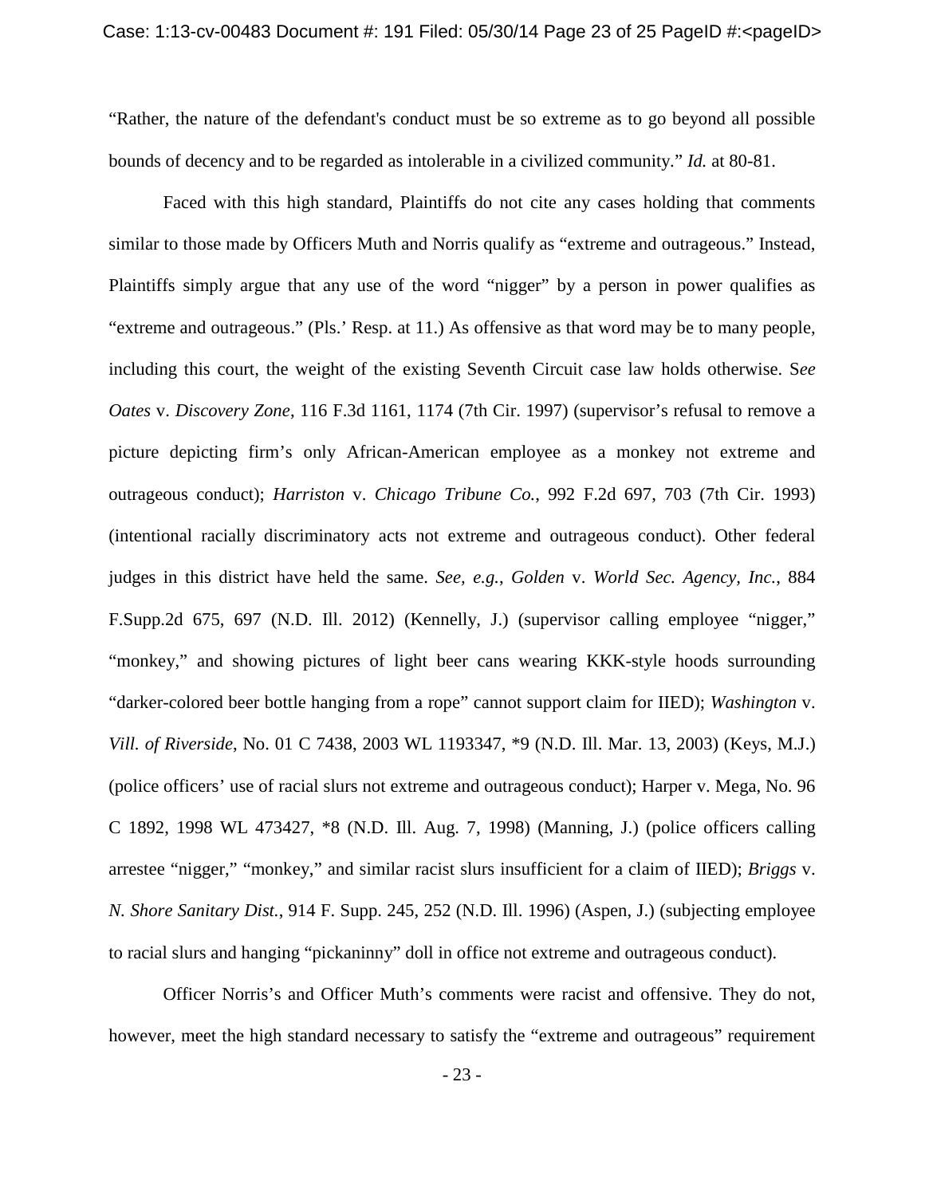"Rather, the nature of the defendant's conduct must be so extreme as to go beyond all possible bounds of decency and to be regarded as intolerable in a civilized community." *Id.* at 80-81.

Faced with this high standard, Plaintiffs do not cite any cases holding that comments similar to those made by Officers Muth and Norris qualify as "extreme and outrageous." Instead, Plaintiffs simply argue that any use of the word "nigger" by a person in power qualifies as "extreme and outrageous." (Pls.' Resp. at 11.) As offensive as that word may be to many people, including this court, the weight of the existing Seventh Circuit case law holds otherwise. S*ee Oates* v. *Discovery Zone*, 116 F.3d 1161, 1174 (7th Cir. 1997) (supervisor's refusal to remove a picture depicting firm's only African-American employee as a monkey not extreme and outrageous conduct); *Harriston* v. *Chicago Tribune Co.*, 992 F.2d 697, 703 (7th Cir. 1993) (intentional racially discriminatory acts not extreme and outrageous conduct). Other federal judges in this district have held the same. *See, e.g.*, *Golden* v. *World Sec. Agency, Inc.*, 884 F.Supp.2d 675, 697 (N.D. Ill. 2012) (Kennelly, J.) (supervisor calling employee "nigger," "monkey," and showing pictures of light beer cans wearing KKK-style hoods surrounding "darker-colored beer bottle hanging from a rope" cannot support claim for IIED); *Washington* v. *Vill. of Riverside*, No. 01 C 7438, 2003 WL 1193347, *9 (N.D. Ill. Mar. 13, 2003) (Keys, M.J.) (police officers' use of racial slurs not extreme and outrageous conduct); Harper v. Mega, No. 96 C 1892, 1998 WL 473427, *8 (N.D. Ill. Aug. 7, 1998) (Manning, J.) (police officers calling arrestee "nigger," "monkey," and similar racist slurs insufficient for a claim of IIED); *Briggs* v. *N. Shore Sanitary Dist.*, 914 F. Supp. 245, 252 (N.D. Ill. 1996) (Aspen, J.) (subjecting employee to racial slurs and hanging "pickaninny" doll in office not extreme and outrageous conduct).

Officer Norris's and Officer Muth's comments were racist and offensive. They do not, however, meet the high standard necessary to satisfy the "extreme and outrageous" requirement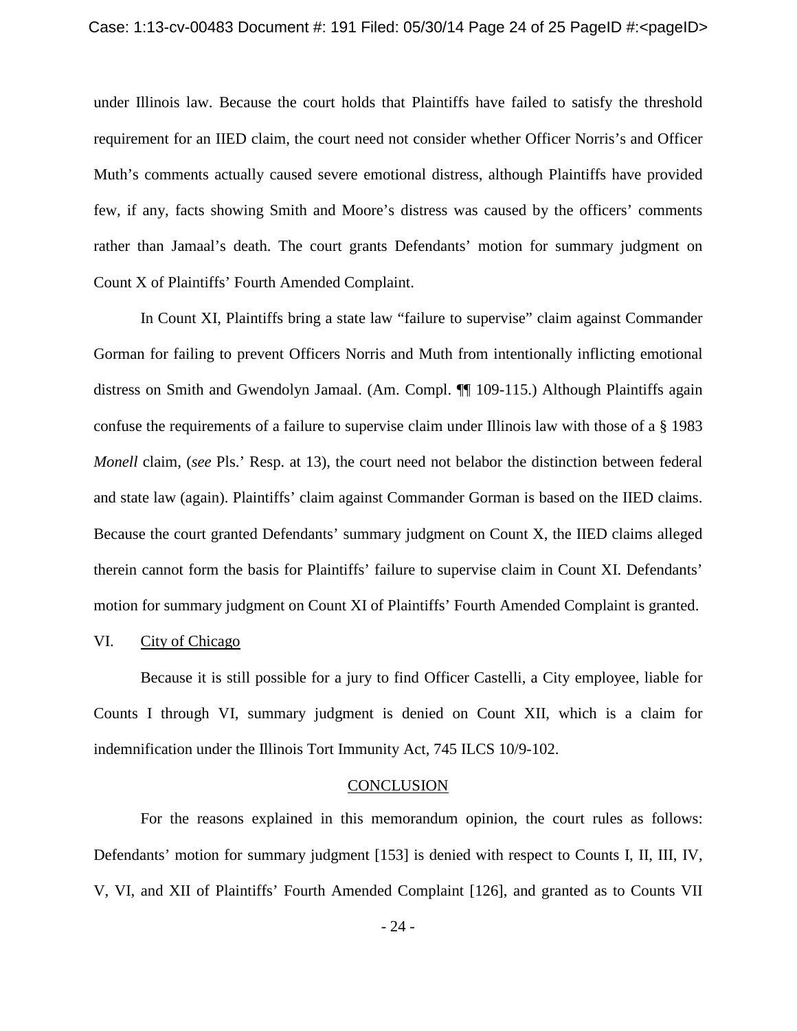under Illinois law. Because the court holds that Plaintiffs have failed to satisfy the threshold requirement for an IIED claim, the court need not consider whether Officer Norris's and Officer Muth's comments actually caused severe emotional distress, although Plaintiffs have provided few, if any, facts showing Smith and Moore's distress was caused by the officers' comments rather than Jamaal's death. The court grants Defendants' motion for summary judgment on Count X of Plaintiffs' Fourth Amended Complaint.

In Count XI, Plaintiffs bring a state law "failure to supervise" claim against Commander Gorman for failing to prevent Officers Norris and Muth from intentionally inflicting emotional distress on Smith and Gwendolyn Jamaal. (Am. Compl. ¶¶ 109-115.) Although Plaintiffs again confuse the requirements of a failure to supervise claim under Illinois law with those of a § 1983 *Monell* claim, (*see* Pls.' Resp. at 13), the court need not belabor the distinction between federal and state law (again). Plaintiffs' claim against Commander Gorman is based on the IIED claims. Because the court granted Defendants' summary judgment on Count X, the IIED claims alleged therein cannot form the basis for Plaintiffs' failure to supervise claim in Count XI. Defendants' motion for summary judgment on Count XI of Plaintiffs' Fourth Amended Complaint is granted.

## VI. City of Chicago

Because it is still possible for a jury to find Officer Castelli, a City employee, liable for Counts I through VI, summary judgment is denied on Count XII, which is a claim for indemnification under the Illinois Tort Immunity Act, 745 ILCS 10/9-102.

## CONCLUSION

For the reasons explained in this memorandum opinion, the court rules as follows: Defendants' motion for summary judgment [153] is denied with respect to Counts I, II, III, IV, V, VI, and XII of Plaintiffs' Fourth Amended Complaint [126], and granted as to Counts VII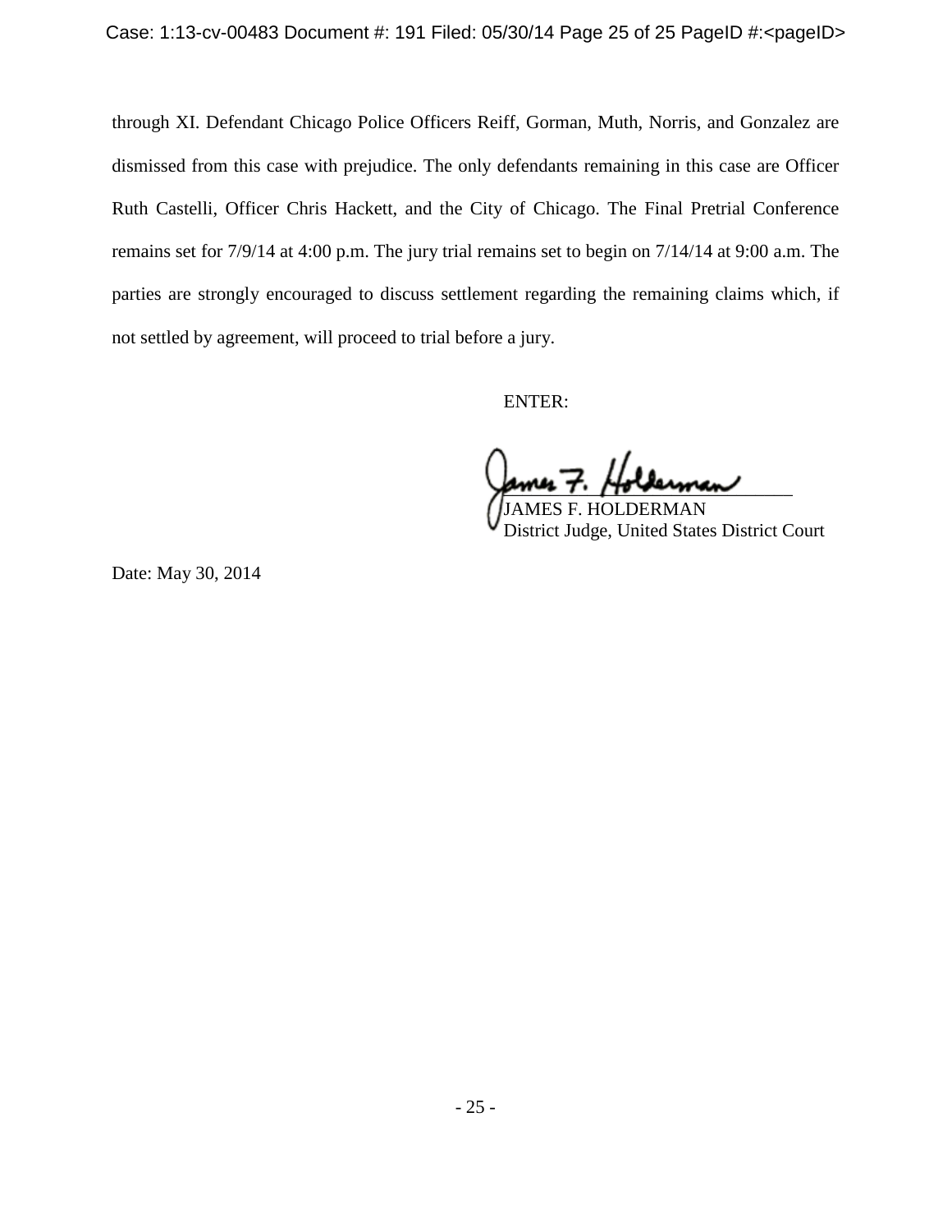through XI. Defendant Chicago Police Officers Reiff, Gorman, Muth, Norris, and Gonzalez are dismissed from this case with prejudice. The only defendants remaining in this case are Officer Ruth Castelli, Officer Chris Hackett, and the City of Chicago. The Final Pretrial Conference remains set for 7/9/14 at 4:00 p.m. The jury trial remains set to begin on 7/14/14 at 9:00 a.m. The parties are strongly encouraged to discuss settlement regarding the remaining claims which, if not settled by agreement, will proceed to trial before a jury.

ENTER:

JAMES F. HOLDERMAN
District Judge, United States District Court

Date: May 30, 2014